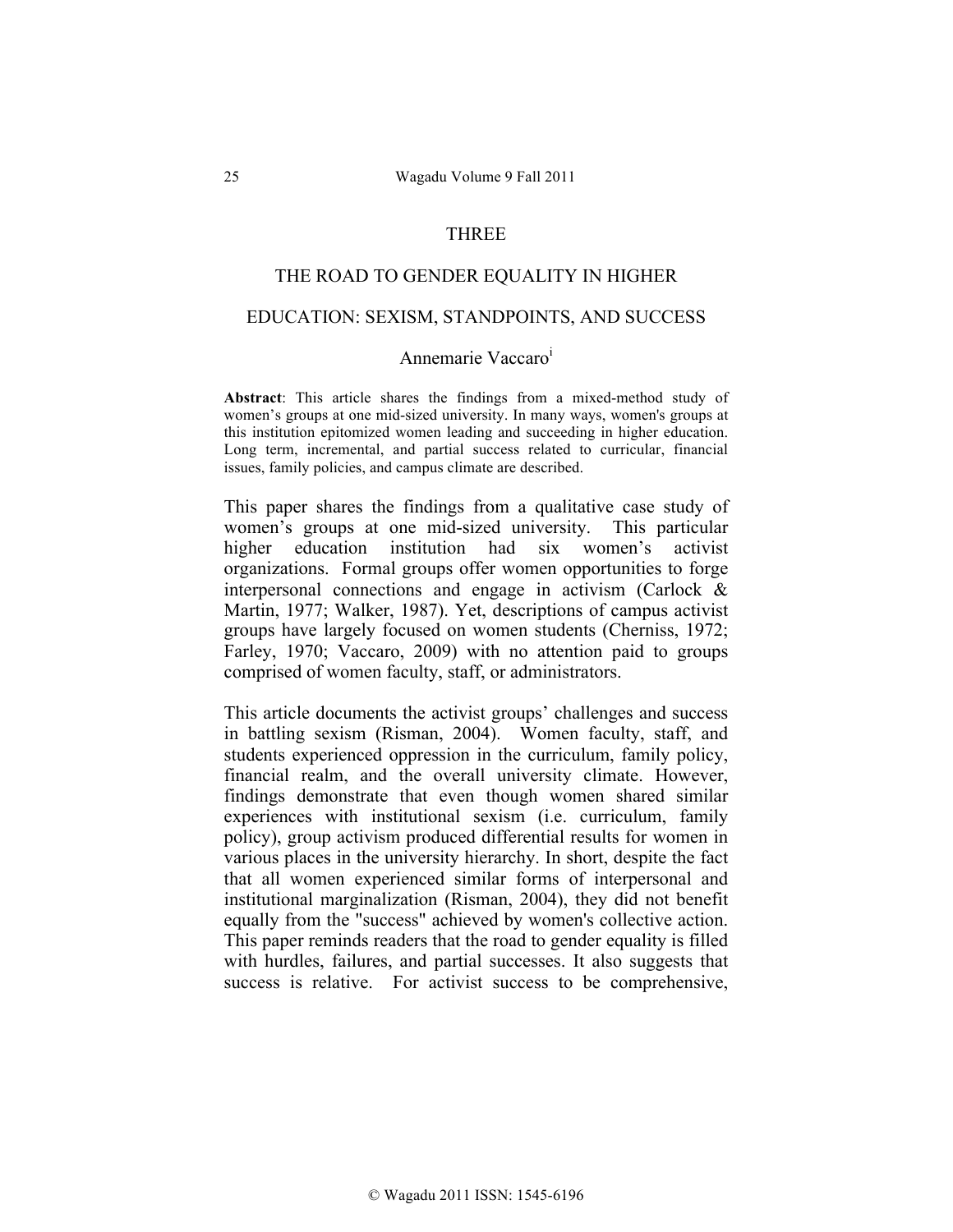THREE

# THE ROAD TO GENDER EQUALITY IN HIGHER EDUCATION: SEXISM, STANDPOINTS, AND SUCCESS

Annemarie Vaccaro[i]

**Abstract**: This article shares the findings from a mixed-method study of women's groups at one mid-sized university. In many ways, women's groups at this institution epitomized women leading and succeeding in higher education. Long term, incremental, and partial success related to curricular, financial issues, family policies, and campus climate are described.

This paper shares the findings from a qualitative case study of women's groups at one mid-sized university. This particular higher education institution had six women's activist organizations. Formal groups offer women opportunities to forge interpersonal connections and engage in activism (Carlock & Martin, 1977; Walker, 1987). Yet, descriptions of campus activist groups have largely focused on women students (Cherniss, 1972; Farley, 1970; Vaccaro, 2009) with no attention paid to groups comprised of women faculty, staff, or administrators.

This article documents the activist groups' challenges and success in battling sexism (Risman, 2004). Women faculty, staff, and students experienced oppression in the curriculum, family policy, financial realm, and the overall university climate. However, findings demonstrate that even though women shared similar experiences with institutional sexism (i.e. curriculum, family policy), group activism produced differential results for women in various places in the university hierarchy. In short, despite the fact that all women experienced similar forms of interpersonal and institutional marginalization (Risman, 2004), they did not benefit equally from the "success" achieved by women's collective action. This paper reminds readers that the road to gender equality is filled with hurdles, failures, and partial successes. It also suggests that success is relative. For activist success to be comprehensive,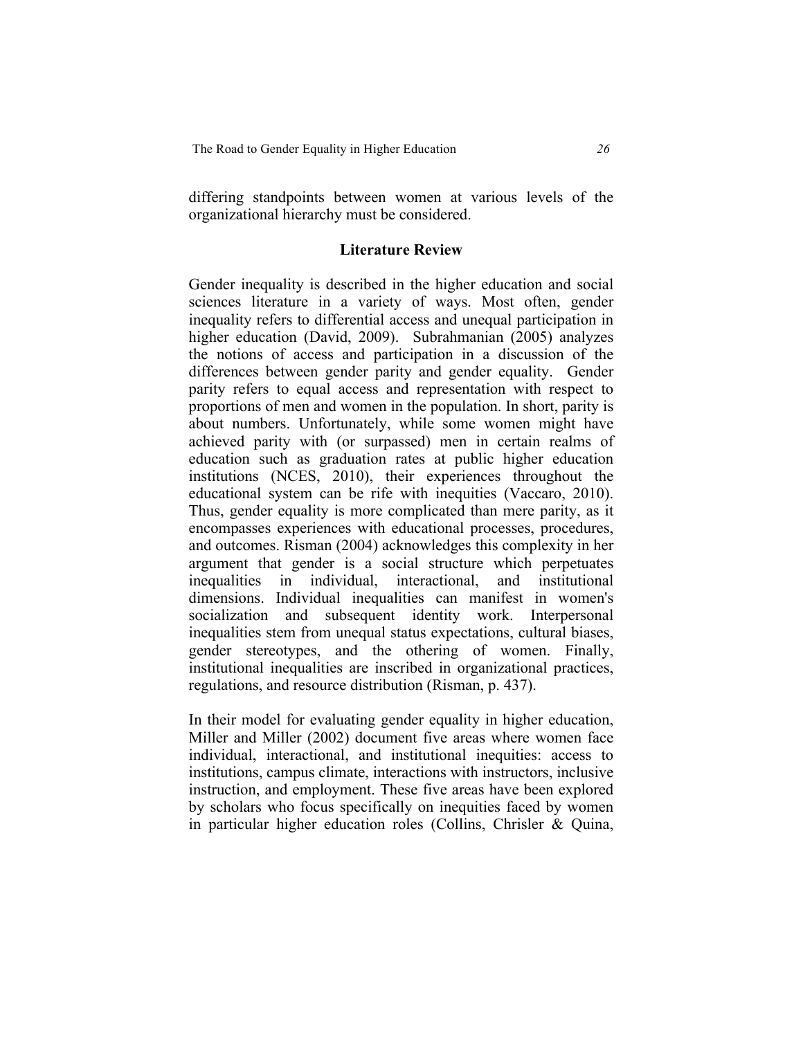differing standpoints between women at various levels of the organizational hierarchy must be considered.

## Literature Review

Gender inequality is described in the higher education and social sciences literature in a variety of ways. Most often, gender inequality refers to differential access and unequal participation in higher education (David, 2009). Subrahmanian (2005) analyzes the notions of access and participation in a discussion of the differences between gender parity and gender equality. Gender parity refers to equal access and representation with respect to proportions of men and women in the population. In short, parity is about numbers. Unfortunately, while some women might have achieved parity with (or surpassed) men in certain realms of education such as graduation rates at public higher education institutions (NCES, 2010), their experiences throughout the educational system can be rife with inequities (Vaccaro, 2010). Thus, gender equality is more complicated than mere parity, as it encompasses experiences with educational processes, procedures, and outcomes. Risman (2004) acknowledges this complexity in her argument that gender is a social structure which perpetuates inequalities in individual, interactional, and institutional dimensions. Individual inequalities can manifest in women's socialization and subsequent identity work. Interpersonal inequalities stem from unequal status expectations, cultural biases, gender stereotypes, and the othering of women. Finally, institutional inequalities are inscribed in organizational practices, regulations, and resource distribution (Risman, p. 437).

In their model for evaluating gender equality in higher education, Miller and Miller (2002) document five areas where women face individual, interactional, and institutional inequities: access to institutions, campus climate, interactions with instructors, inclusive instruction, and employment. These five areas have been explored by scholars who focus specifically on inequities faced by women in particular higher education roles (Collins, Chrisler & Quina,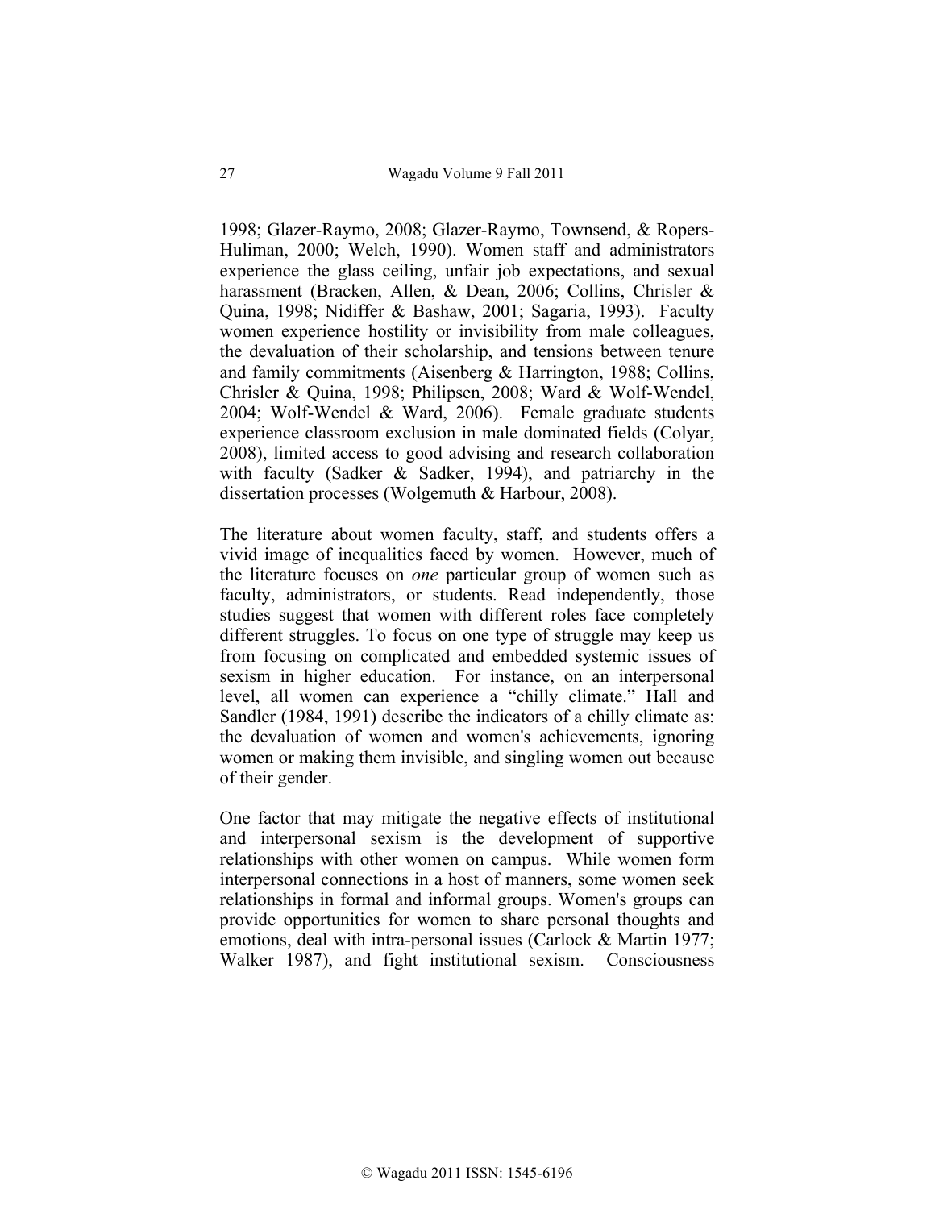1998; Glazer-Raymo, 2008; Glazer-Raymo, Townsend, & Ropers-Huliman, 2000; Welch, 1990). Women staff and administrators experience the glass ceiling, unfair job expectations, and sexual harassment (Bracken, Allen, & Dean, 2006; Collins, Chrisler & Quina, 1998; Nidiffer & Bashaw, 2001; Sagaria, 1993). Faculty women experience hostility or invisibility from male colleagues, the devaluation of their scholarship, and tensions between tenure and family commitments (Aisenberg & Harrington, 1988; Collins, Chrisler & Quina, 1998; Philipsen, 2008; Ward & Wolf-Wendel, 2004; Wolf-Wendel & Ward, 2006). Female graduate students experience classroom exclusion in male dominated fields (Colyar, 2008), limited access to good advising and research collaboration with faculty (Sadker & Sadker, 1994), and patriarchy in the dissertation processes (Wolgemuth & Harbour, 2008).

The literature about women faculty, staff, and students offers a vivid image of inequalities faced by women. However, much of the literature focuses on *one* particular group of women such as faculty, administrators, or students. Read independently, those studies suggest that women with different roles face completely different struggles. To focus on one type of struggle may keep us from focusing on complicated and embedded systemic issues of sexism in higher education. For instance, on an interpersonal level, all women can experience a "chilly climate." Hall and Sandler (1984, 1991) describe the indicators of a chilly climate as: the devaluation of women and women's achievements, ignoring women or making them invisible, and singling women out because of their gender.

One factor that may mitigate the negative effects of institutional and interpersonal sexism is the development of supportive relationships with other women on campus. While women form interpersonal connections in a host of manners, some women seek relationships in formal and informal groups. Women's groups can provide opportunities for women to share personal thoughts and emotions, deal with intra-personal issues (Carlock & Martin 1977; Walker 1987), and fight institutional sexism. Consciousness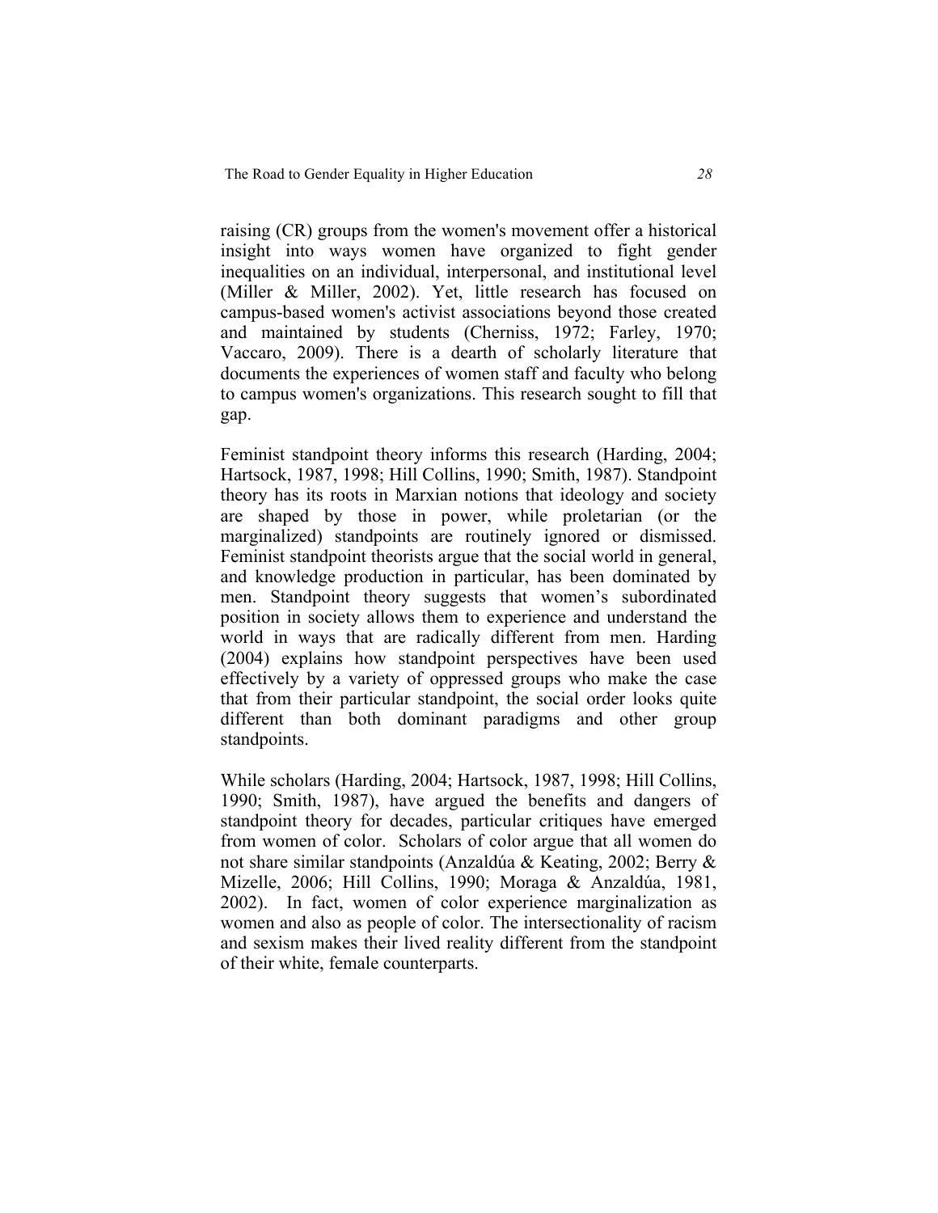raising (CR) groups from the women's movement offer a historical insight into ways women have organized to fight gender inequalities on an individual, interpersonal, and institutional level (Miller & Miller, 2002). Yet, little research has focused on campus-based women's activist associations beyond those created and maintained by students (Cherniss, 1972; Farley, 1970; Vaccaro, 2009). There is a dearth of scholarly literature that documents the experiences of women staff and faculty who belong to campus women's organizations. This research sought to fill that gap.

Feminist standpoint theory informs this research (Harding, 2004; Hartsock, 1987, 1998; Hill Collins, 1990; Smith, 1987). Standpoint theory has its roots in Marxian notions that ideology and society are shaped by those in power, while proletarian (or the marginalized) standpoints are routinely ignored or dismissed. Feminist standpoint theorists argue that the social world in general, and knowledge production in particular, has been dominated by men. Standpoint theory suggests that women's subordinated position in society allows them to experience and understand the world in ways that are radically different from men. Harding (2004) explains how standpoint perspectives have been used effectively by a variety of oppressed groups who make the case that from their particular standpoint, the social order looks quite different than both dominant paradigms and other group standpoints.

While scholars (Harding, 2004; Hartsock, 1987, 1998; Hill Collins, 1990; Smith, 1987), have argued the benefits and dangers of standpoint theory for decades, particular critiques have emerged from women of color. Scholars of color argue that all women do not share similar standpoints (Anzaldúa & Keating, 2002; Berry & Mizelle, 2006; Hill Collins, 1990; Moraga & Anzaldúa, 1981, 2002). In fact, women of color experience marginalization as women and also as people of color. The intersectionality of racism and sexism makes their lived reality different from the standpoint of their white, female counterparts.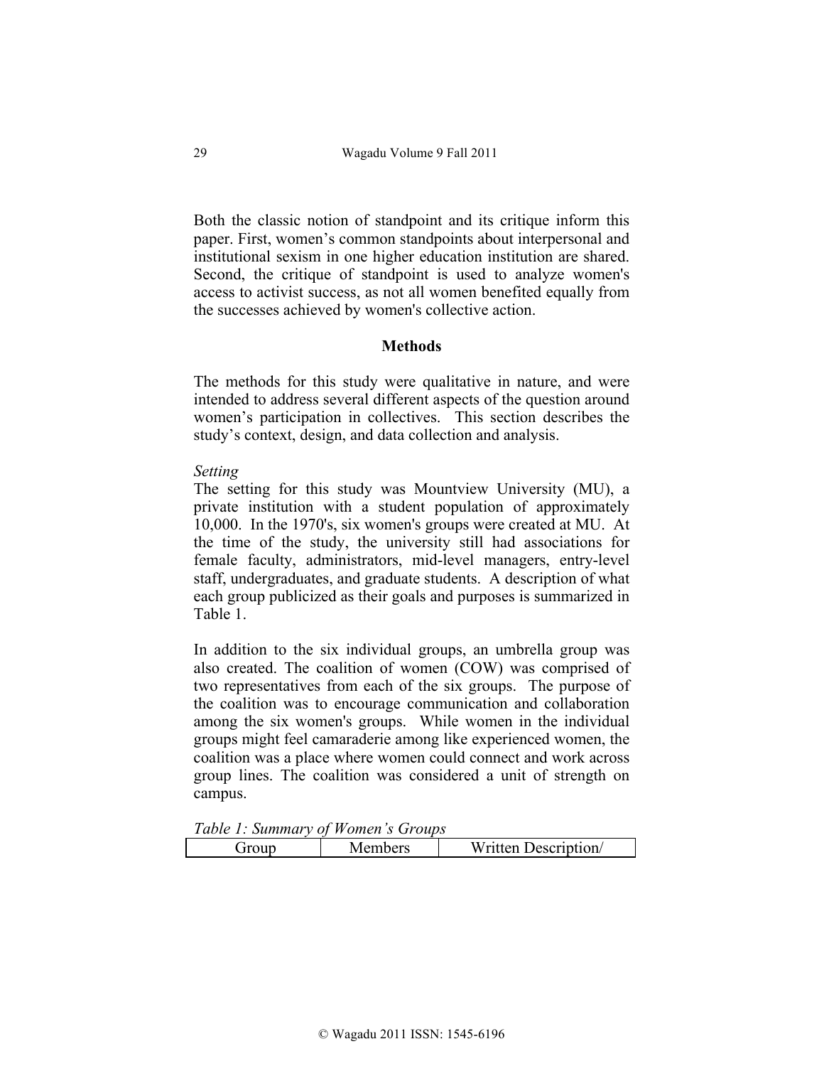Both the classic notion of standpoint and its critique inform this paper. First, women's common standpoints about interpersonal and institutional sexism in one higher education institution are shared. Second, the critique of standpoint is used to analyze women's access to activist success, as not all women benefited equally from the successes achieved by women's collective action.

## Methods

The methods for this study were qualitative in nature, and were intended to address several different aspects of the question around women's participation in collectives. This section describes the study's context, design, and data collection and analysis.

*Setting*

The setting for this study was Mountview University (MU), a private institution with a student population of approximately 10,000. In the 1970's, six women's groups were created at MU. At the time of the study, the university still had associations for female faculty, administrators, mid-level managers, entry-level staff, undergraduates, and graduate students. A description of what each group publicized as their goals and purposes is summarized in Table 1.

In addition to the six individual groups, an umbrella group was also created. The coalition of women (COW) was comprised of two representatives from each of the six groups. The purpose of the coalition was to encourage communication and collaboration among the six women's groups. While women in the individual groups might feel camaraderie among like experienced women, the coalition was a place where women could connect and work across group lines. The coalition was considered a unit of strength on campus.

*Table 1: Summary of Women's Groups*

| Group | Members | Written Description/ |
|---|---|---|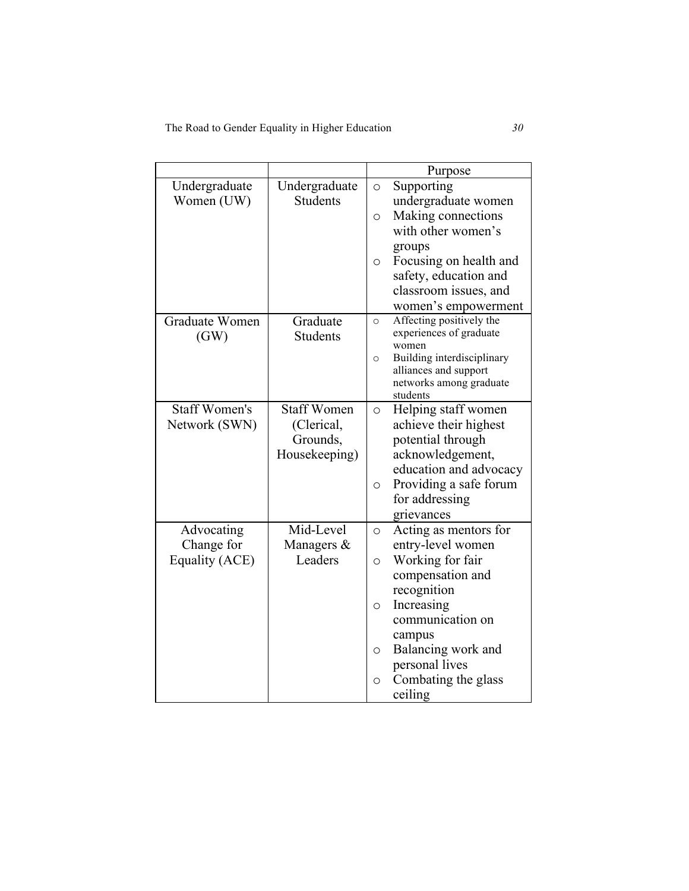| | | Purpose |
|---|---|---|
| Undergraduate Women (UW) | Undergraduate Students | ○ Supporting undergraduate women<br>○ Making connections with other women's groups<br>○ Focusing on health and safety, education and classroom issues, and women's empowerment |
| Graduate Women (GW) | Graduate Students | ○ Affecting positively the experiences of graduate women<br>○ Building interdisciplinary alliances and support networks among graduate students |
| Staff Women's Network (SWN) | Staff Women (Clerical, Grounds, Housekeeping) | ○ Helping staff women achieve their highest potential through acknowledgement, education and advocacy<br>○ Providing a safe forum for addressing grievances |
| Advocating Change for Equality (ACE) | Mid-Level Managers & Leaders | ○ Acting as mentors for entry-level women<br>○ Working for fair compensation and recognition<br>○ Increasing communication on campus<br>○ Balancing work and personal lives<br>○ Combating the glass ceiling |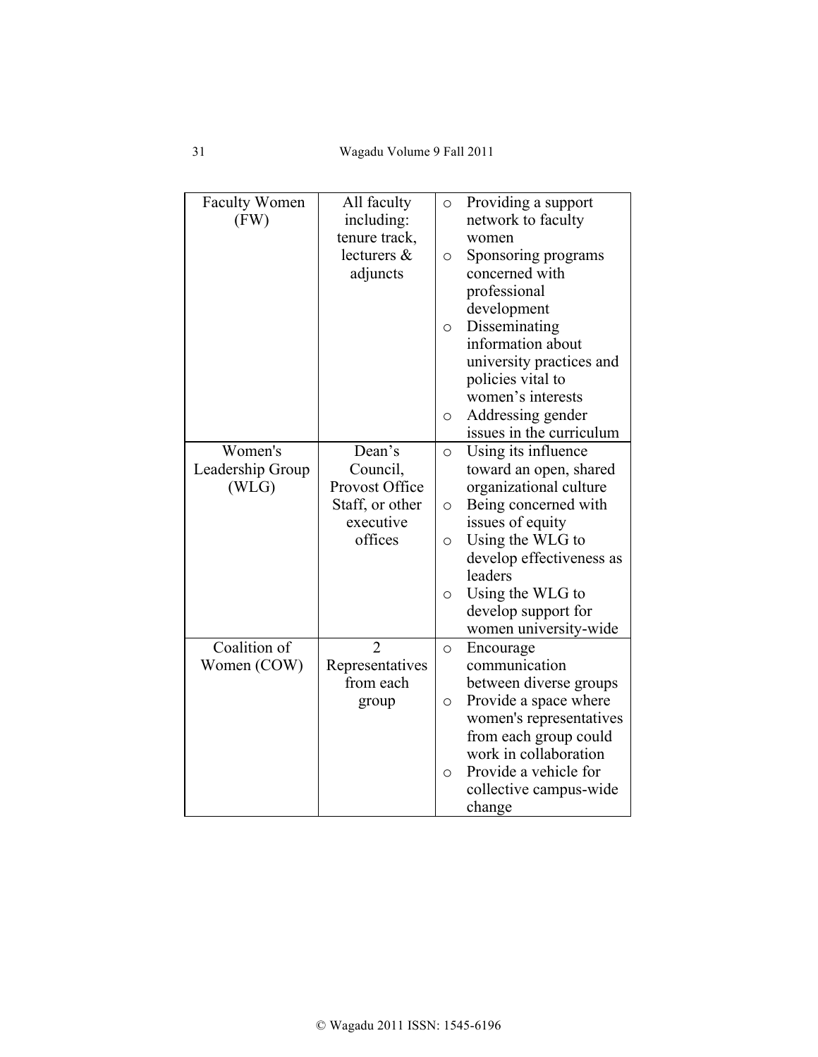| | | |
|---|---|---|
| Faculty Women (FW) | All faculty including: tenure track, lecturers & adjuncts | ○ Providing a support network to faculty women<br>○ Sponsoring programs concerned with professional development<br>○ Disseminating information about university practices and policies vital to women's interests<br>○ Addressing gender issues in the curriculum |
| Women's Leadership Group (WLG) | Dean's Council, Provost Office Staff, or other executive offices | ○ Using its influence toward an open, shared organizational culture<br>○ Being concerned with issues of equity<br>○ Using the WLG to develop effectiveness as leaders<br>○ Using the WLG to develop support for women university-wide |
| Coalition of Women (COW) | 2 Representatives from each group | ○ Encourage communication between diverse groups<br>○ Provide a space where women's representatives from each group could work in collaboration<br>○ Provide a vehicle for collective campus-wide change |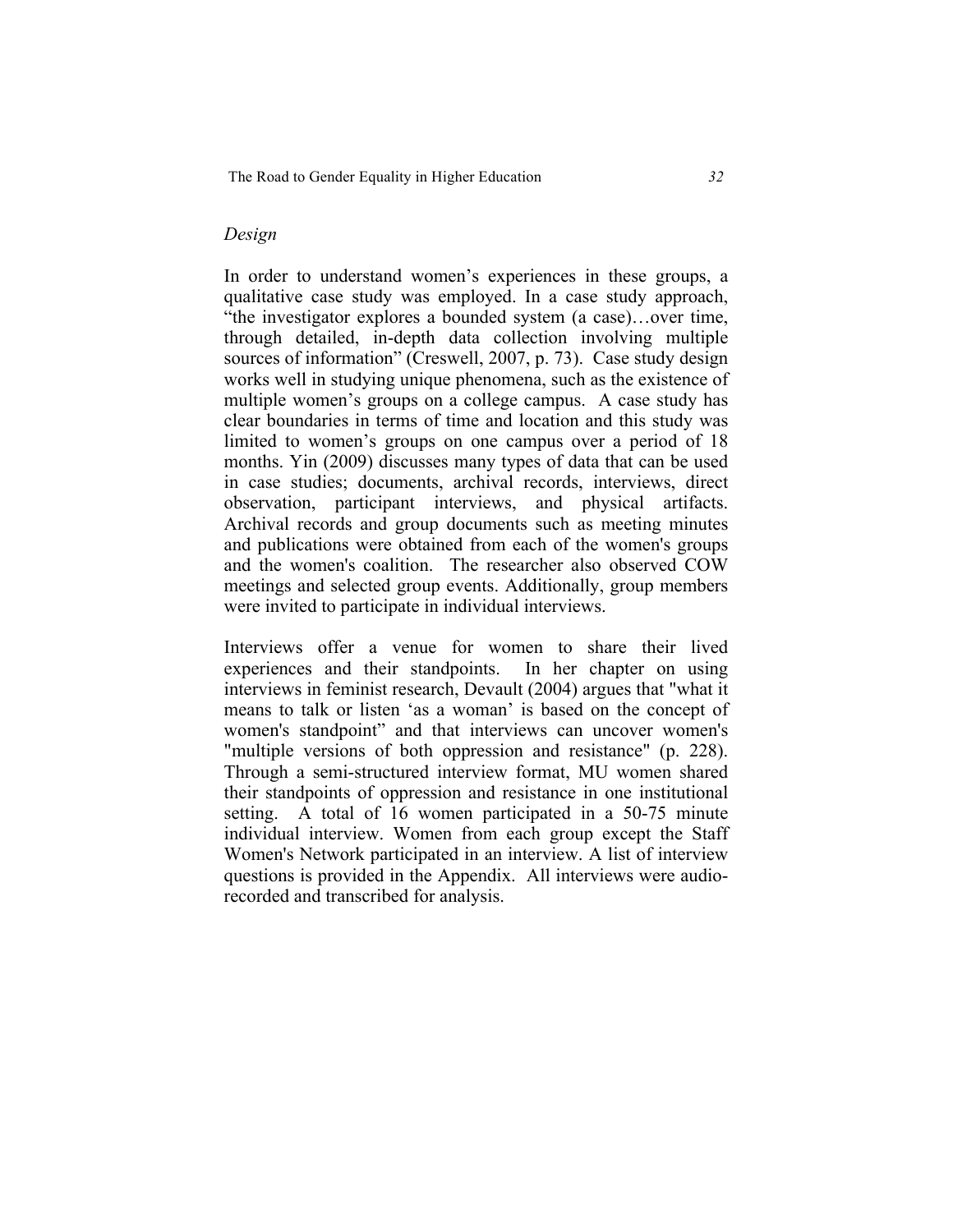*Design*

In order to understand women's experiences in these groups, a qualitative case study was employed. In a case study approach, "the investigator explores a bounded system (a case)…over time, through detailed, in-depth data collection involving multiple sources of information" (Creswell, 2007, p. 73). Case study design works well in studying unique phenomena, such as the existence of multiple women's groups on a college campus. A case study has clear boundaries in terms of time and location and this study was limited to women's groups on one campus over a period of 18 months. Yin (2009) discusses many types of data that can be used in case studies; documents, archival records, interviews, direct observation, participant interviews, and physical artifacts. Archival records and group documents such as meeting minutes and publications were obtained from each of the women's groups and the women's coalition. The researcher also observed COW meetings and selected group events. Additionally, group members were invited to participate in individual interviews.

Interviews offer a venue for women to share their lived experiences and their standpoints. In her chapter on using interviews in feminist research, Devault (2004) argues that "what it means to talk or listen 'as a woman' is based on the concept of women's standpoint" and that interviews can uncover women's "multiple versions of both oppression and resistance" (p. 228). Through a semi-structured interview format, MU women shared their standpoints of oppression and resistance in one institutional setting. A total of 16 women participated in a 50-75 minute individual interview. Women from each group except the Staff Women's Network participated in an interview. A list of interview questions is provided in the Appendix. All interviews were audio-recorded and transcribed for analysis.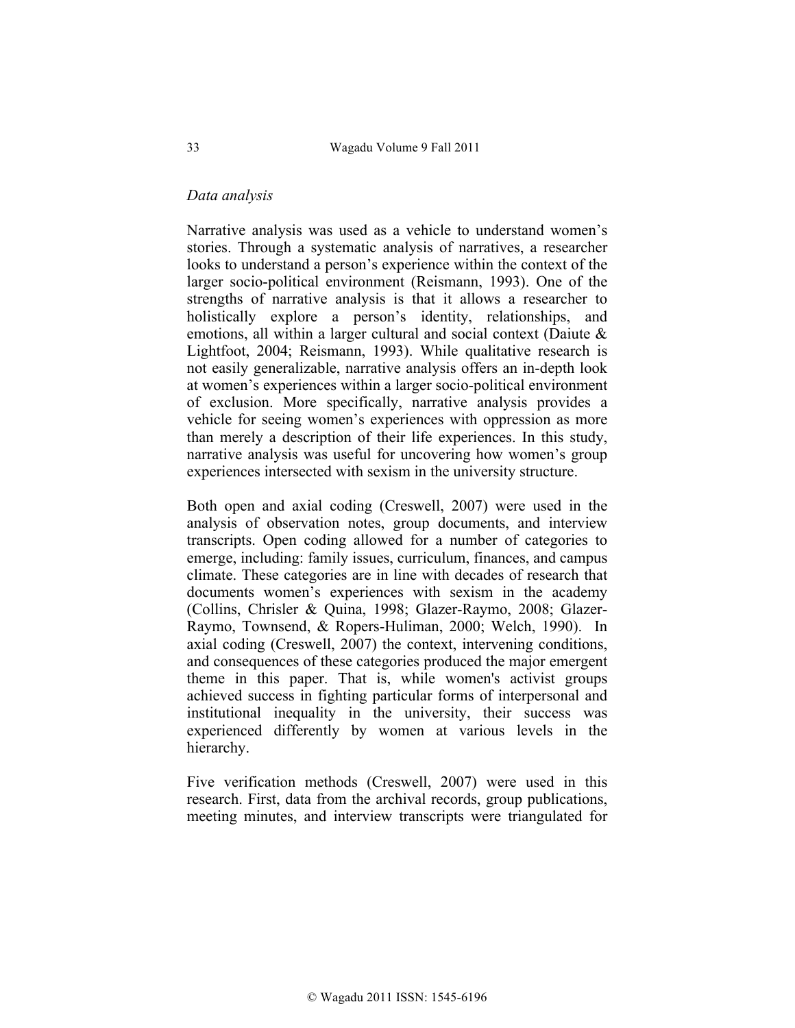*Data analysis*

Narrative analysis was used as a vehicle to understand women's stories. Through a systematic analysis of narratives, a researcher looks to understand a person's experience within the context of the larger socio-political environment (Reismann, 1993). One of the strengths of narrative analysis is that it allows a researcher to holistically explore a person's identity, relationships, and emotions, all within a larger cultural and social context (Daiute & Lightfoot, 2004; Reismann, 1993). While qualitative research is not easily generalizable, narrative analysis offers an in-depth look at women's experiences within a larger socio-political environment of exclusion. More specifically, narrative analysis provides a vehicle for seeing women's experiences with oppression as more than merely a description of their life experiences. In this study, narrative analysis was useful for uncovering how women's group experiences intersected with sexism in the university structure.

Both open and axial coding (Creswell, 2007) were used in the analysis of observation notes, group documents, and interview transcripts. Open coding allowed for a number of categories to emerge, including: family issues, curriculum, finances, and campus climate. These categories are in line with decades of research that documents women's experiences with sexism in the academy (Collins, Chrisler & Quina, 1998; Glazer-Raymo, 2008; Glazer-Raymo, Townsend, & Ropers-Huliman, 2000; Welch, 1990). In axial coding (Creswell, 2007) the context, intervening conditions, and consequences of these categories produced the major emergent theme in this paper. That is, while women's activist groups achieved success in fighting particular forms of interpersonal and institutional inequality in the university, their success was experienced differently by women at various levels in the hierarchy.

Five verification methods (Creswell, 2007) were used in this research. First, data from the archival records, group publications, meeting minutes, and interview transcripts were triangulated for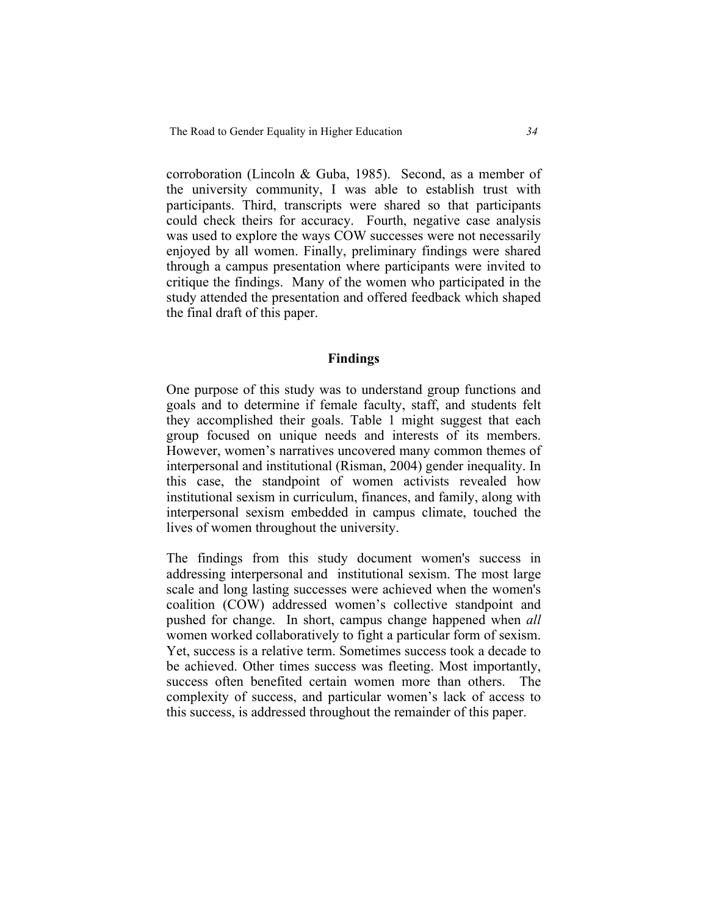corroboration (Lincoln & Guba, 1985). Second, as a member of the university community, I was able to establish trust with participants. Third, transcripts were shared so that participants could check theirs for accuracy. Fourth, negative case analysis was used to explore the ways COW successes were not necessarily enjoyed by all women. Finally, preliminary findings were shared through a campus presentation where participants were invited to critique the findings. Many of the women who participated in the study attended the presentation and offered feedback which shaped the final draft of this paper.

## Findings

One purpose of this study was to understand group functions and goals and to determine if female faculty, staff, and students felt they accomplished their goals. Table 1 might suggest that each group focused on unique needs and interests of its members. However, women's narratives uncovered many common themes of interpersonal and institutional (Risman, 2004) gender inequality. In this case, the standpoint of women activists revealed how institutional sexism in curriculum, finances, and family, along with interpersonal sexism embedded in campus climate, touched the lives of women throughout the university.

The findings from this study document women's success in addressing interpersonal and institutional sexism. The most large scale and long lasting successes were achieved when the women's coalition (COW) addressed women's collective standpoint and pushed for change. In short, campus change happened when *all* women worked collaboratively to fight a particular form of sexism. Yet, success is a relative term. Sometimes success took a decade to be achieved. Other times success was fleeting. Most importantly, success often benefited certain women more than others. The complexity of success, and particular women's lack of access to this success, is addressed throughout the remainder of this paper.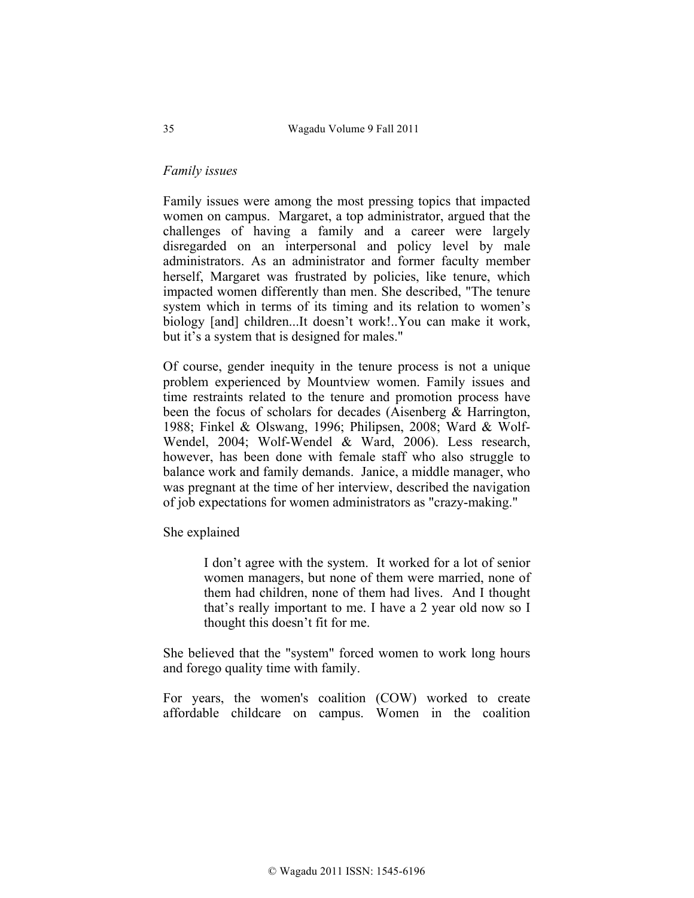*Family issues*

Family issues were among the most pressing topics that impacted women on campus. Margaret, a top administrator, argued that the challenges of having a family and a career were largely disregarded on an interpersonal and policy level by male administrators. As an administrator and former faculty member herself, Margaret was frustrated by policies, like tenure, which impacted women differently than men. She described, "The tenure system which in terms of its timing and its relation to women's biology [and] children...It doesn't work!..You can make it work, but it's a system that is designed for males."

Of course, gender inequity in the tenure process is not a unique problem experienced by Mountview women. Family issues and time restraints related to the tenure and promotion process have been the focus of scholars for decades (Aisenberg & Harrington, 1988; Finkel & Olswang, 1996; Philipsen, 2008; Ward & Wolf-Wendel, 2004; Wolf-Wendel & Ward, 2006). Less research, however, has been done with female staff who also struggle to balance work and family demands. Janice, a middle manager, who was pregnant at the time of her interview, described the navigation of job expectations for women administrators as "crazy-making."

She explained

> I don't agree with the system. It worked for a lot of senior women managers, but none of them were married, none of them had children, none of them had lives. And I thought that's really important to me. I have a 2 year old now so I thought this doesn't fit for me.

She believed that the "system" forced women to work long hours and forego quality time with family.

For years, the women's coalition (COW) worked to create affordable childcare on campus. Women in the coalition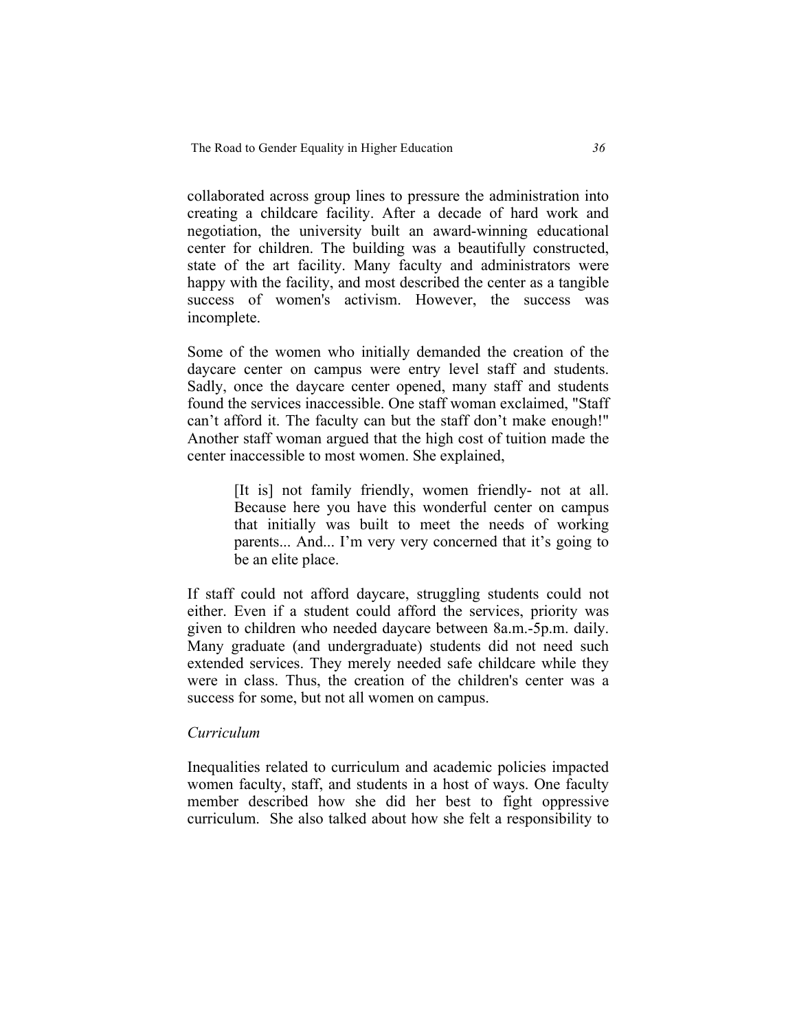collaborated across group lines to pressure the administration into creating a childcare facility. After a decade of hard work and negotiation, the university built an award-winning educational center for children. The building was a beautifully constructed, state of the art facility. Many faculty and administrators were happy with the facility, and most described the center as a tangible success of women's activism. However, the success was incomplete.

Some of the women who initially demanded the creation of the daycare center on campus were entry level staff and students. Sadly, once the daycare center opened, many staff and students found the services inaccessible. One staff woman exclaimed, "Staff can't afford it. The faculty can but the staff don't make enough!" Another staff woman argued that the high cost of tuition made the center inaccessible to most women. She explained,

> [It is] not family friendly, women friendly- not at all. Because here you have this wonderful center on campus that initially was built to meet the needs of working parents... And... I'm very very concerned that it's going to be an elite place.

If staff could not afford daycare, struggling students could not either. Even if a student could afford the services, priority was given to children who needed daycare between 8a.m.-5p.m. daily. Many graduate (and undergraduate) students did not need such extended services. They merely needed safe childcare while they were in class. Thus, the creation of the children's center was a success for some, but not all women on campus.

*Curriculum*

Inequalities related to curriculum and academic policies impacted women faculty, staff, and students in a host of ways. One faculty member described how she did her best to fight oppressive curriculum. She also talked about how she felt a responsibility to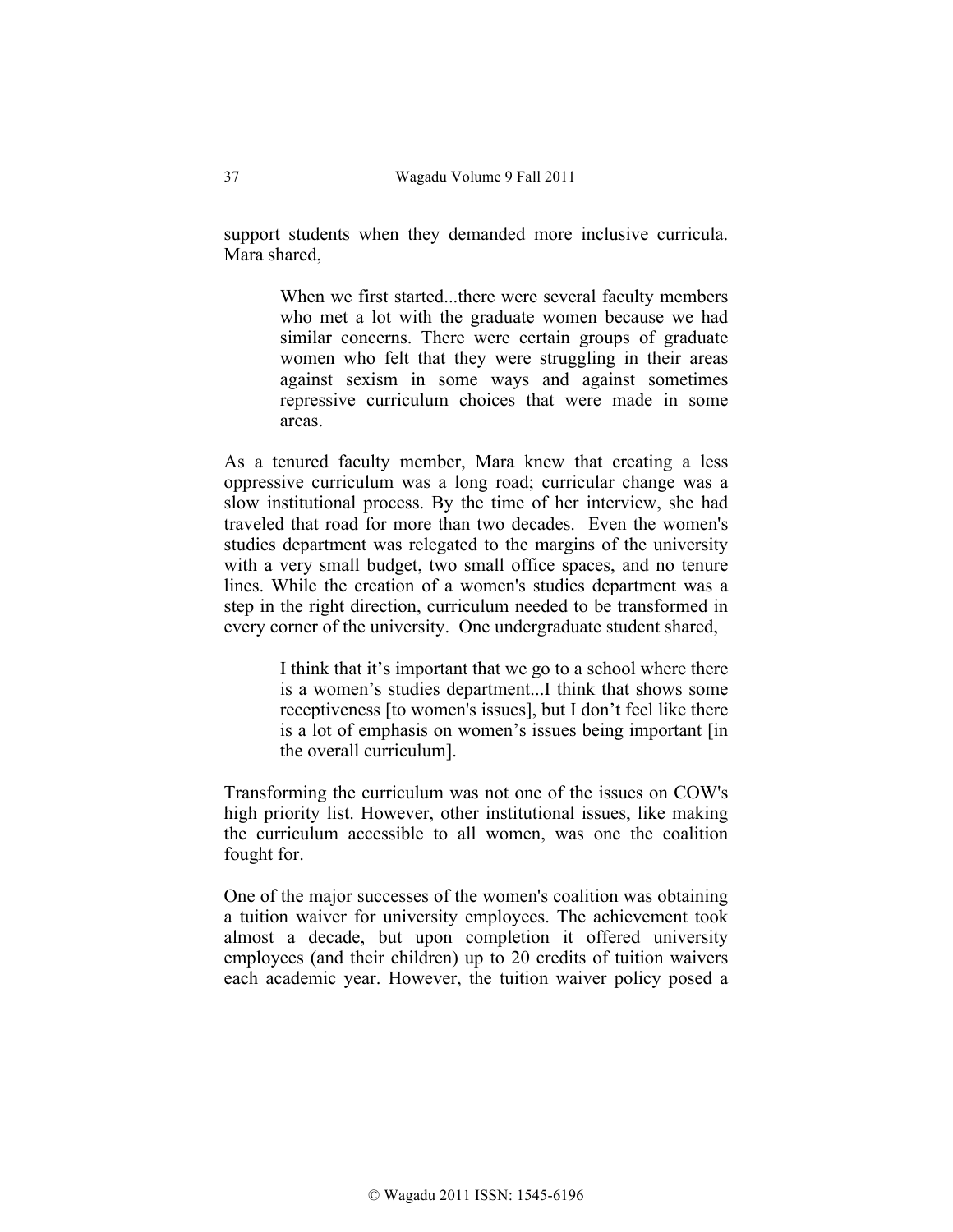support students when they demanded more inclusive curricula. Mara shared,

> When we first started...there were several faculty members who met a lot with the graduate women because we had similar concerns. There were certain groups of graduate women who felt that they were struggling in their areas against sexism in some ways and against sometimes repressive curriculum choices that were made in some areas.

As a tenured faculty member, Mara knew that creating a less oppressive curriculum was a long road; curricular change was a slow institutional process. By the time of her interview, she had traveled that road for more than two decades. Even the women's studies department was relegated to the margins of the university with a very small budget, two small office spaces, and no tenure lines. While the creation of a women's studies department was a step in the right direction, curriculum needed to be transformed in every corner of the university. One undergraduate student shared,

> I think that it's important that we go to a school where there is a women's studies department...I think that shows some receptiveness [to women's issues], but I don't feel like there is a lot of emphasis on women's issues being important [in the overall curriculum].

Transforming the curriculum was not one of the issues on COW's high priority list. However, other institutional issues, like making the curriculum accessible to all women, was one the coalition fought for.

One of the major successes of the women's coalition was obtaining a tuition waiver for university employees. The achievement took almost a decade, but upon completion it offered university employees (and their children) up to 20 credits of tuition waivers each academic year. However, the tuition waiver policy posed a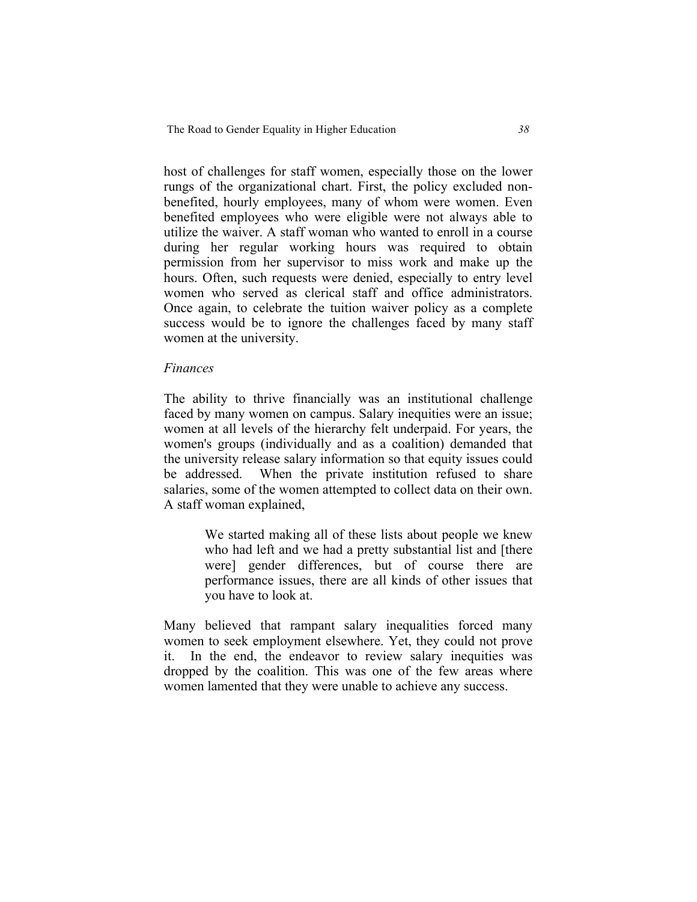host of challenges for staff women, especially those on the lower rungs of the organizational chart. First, the policy excluded non-benefited, hourly employees, many of whom were women. Even benefited employees who were eligible were not always able to utilize the waiver. A staff woman who wanted to enroll in a course during her regular working hours was required to obtain permission from her supervisor to miss work and make up the hours. Often, such requests were denied, especially to entry level women who served as clerical staff and office administrators. Once again, to celebrate the tuition waiver policy as a complete success would be to ignore the challenges faced by many staff women at the university.

*Finances*

The ability to thrive financially was an institutional challenge faced by many women on campus. Salary inequities were an issue; women at all levels of the hierarchy felt underpaid. For years, the women's groups (individually and as a coalition) demanded that the university release salary information so that equity issues could be addressed. When the private institution refused to share salaries, some of the women attempted to collect data on their own. A staff woman explained,

> We started making all of these lists about people we knew who had left and we had a pretty substantial list and [there were] gender differences, but of course there are performance issues, there are all kinds of other issues that you have to look at.

Many believed that rampant salary inequalities forced many women to seek employment elsewhere. Yet, they could not prove it. In the end, the endeavor to review salary inequities was dropped by the coalition. This was one of the few areas where women lamented that they were unable to achieve any success.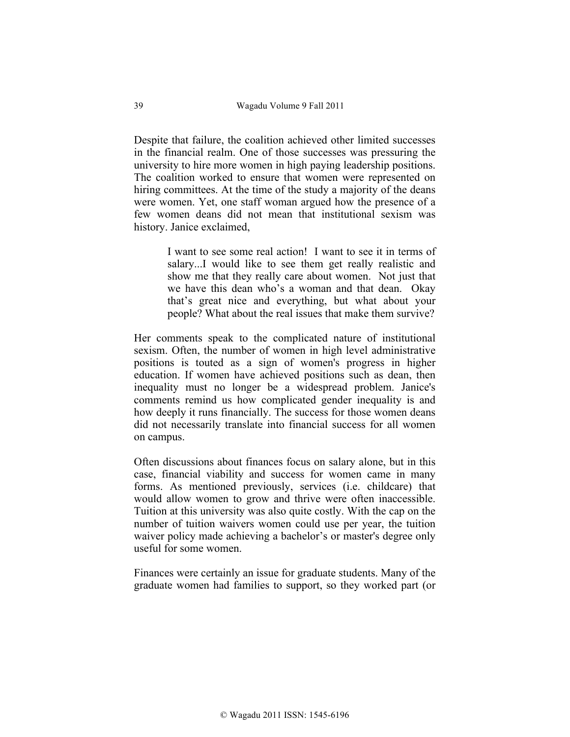Despite that failure, the coalition achieved other limited successes in the financial realm. One of those successes was pressuring the university to hire more women in high paying leadership positions. The coalition worked to ensure that women were represented on hiring committees. At the time of the study a majority of the deans were women. Yet, one staff woman argued how the presence of a few women deans did not mean that institutional sexism was history. Janice exclaimed,

> I want to see some real action! I want to see it in terms of salary...I would like to see them get really realistic and show me that they really care about women. Not just that we have this dean who's a woman and that dean. Okay that's great nice and everything, but what about your people? What about the real issues that make them survive?

Her comments speak to the complicated nature of institutional sexism. Often, the number of women in high level administrative positions is touted as a sign of women's progress in higher education. If women have achieved positions such as dean, then inequality must no longer be a widespread problem. Janice's comments remind us how complicated gender inequality is and how deeply it runs financially. The success for those women deans did not necessarily translate into financial success for all women on campus.

Often discussions about finances focus on salary alone, but in this case, financial viability and success for women came in many forms. As mentioned previously, services (i.e. childcare) that would allow women to grow and thrive were often inaccessible. Tuition at this university was also quite costly. With the cap on the number of tuition waivers women could use per year, the tuition waiver policy made achieving a bachelor's or master's degree only useful for some women.

Finances were certainly an issue for graduate students. Many of the graduate women had families to support, so they worked part (or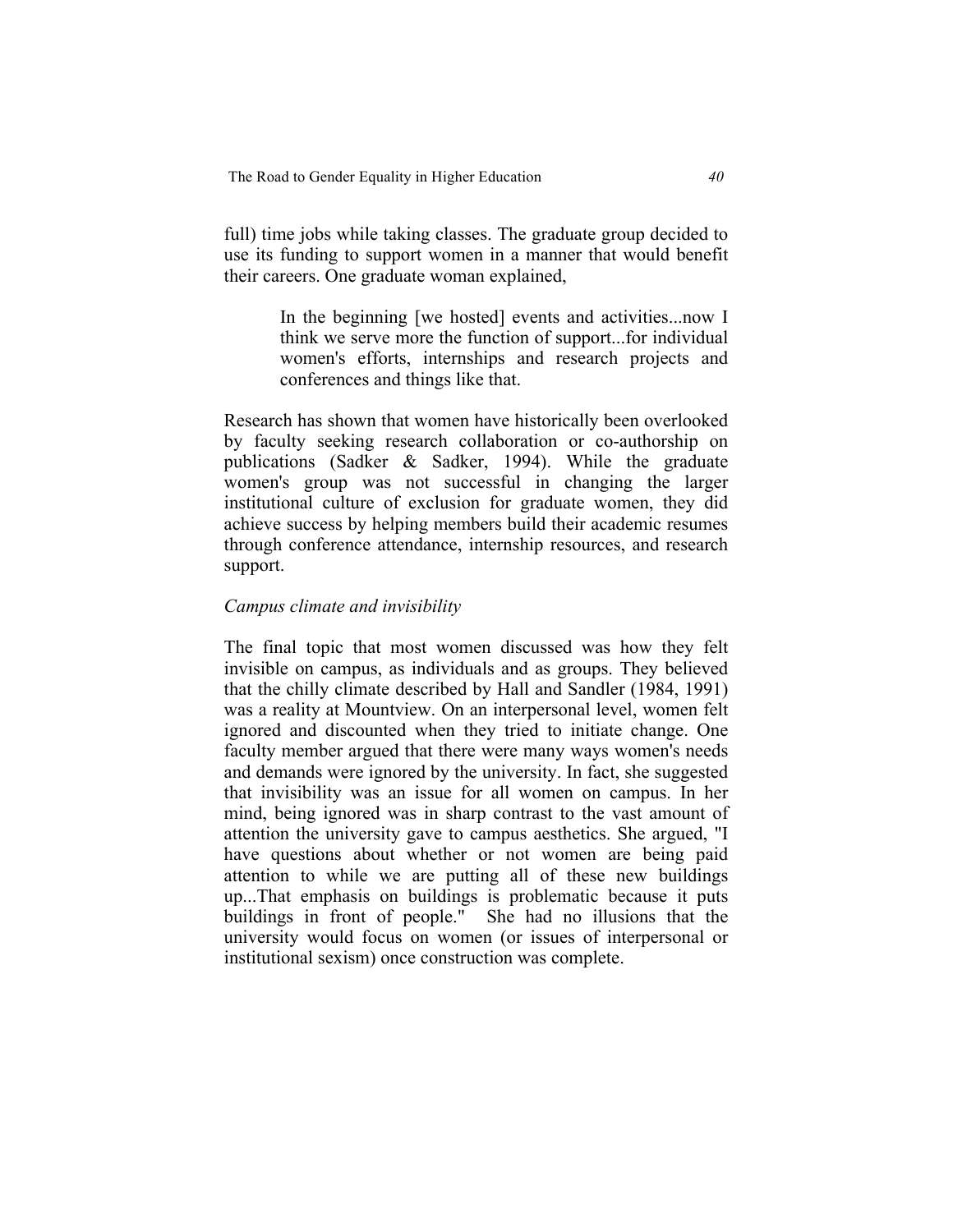full) time jobs while taking classes. The graduate group decided to use its funding to support women in a manner that would benefit their careers. One graduate woman explained,

> In the beginning [we hosted] events and activities...now I think we serve more the function of support...for individual women's efforts, internships and research projects and conferences and things like that.

Research has shown that women have historically been overlooked by faculty seeking research collaboration or co-authorship on publications (Sadker & Sadker, 1994). While the graduate women's group was not successful in changing the larger institutional culture of exclusion for graduate women, they did achieve success by helping members build their academic resumes through conference attendance, internship resources, and research support.

*Campus climate and invisibility*

The final topic that most women discussed was how they felt invisible on campus, as individuals and as groups. They believed that the chilly climate described by Hall and Sandler (1984, 1991) was a reality at Mountview. On an interpersonal level, women felt ignored and discounted when they tried to initiate change. One faculty member argued that there were many ways women's needs and demands were ignored by the university. In fact, she suggested that invisibility was an issue for all women on campus. In her mind, being ignored was in sharp contrast to the vast amount of attention the university gave to campus aesthetics. She argued, "I have questions about whether or not women are being paid attention to while we are putting all of these new buildings up...That emphasis on buildings is problematic because it puts buildings in front of people." She had no illusions that the university would focus on women (or issues of interpersonal or institutional sexism) once construction was complete.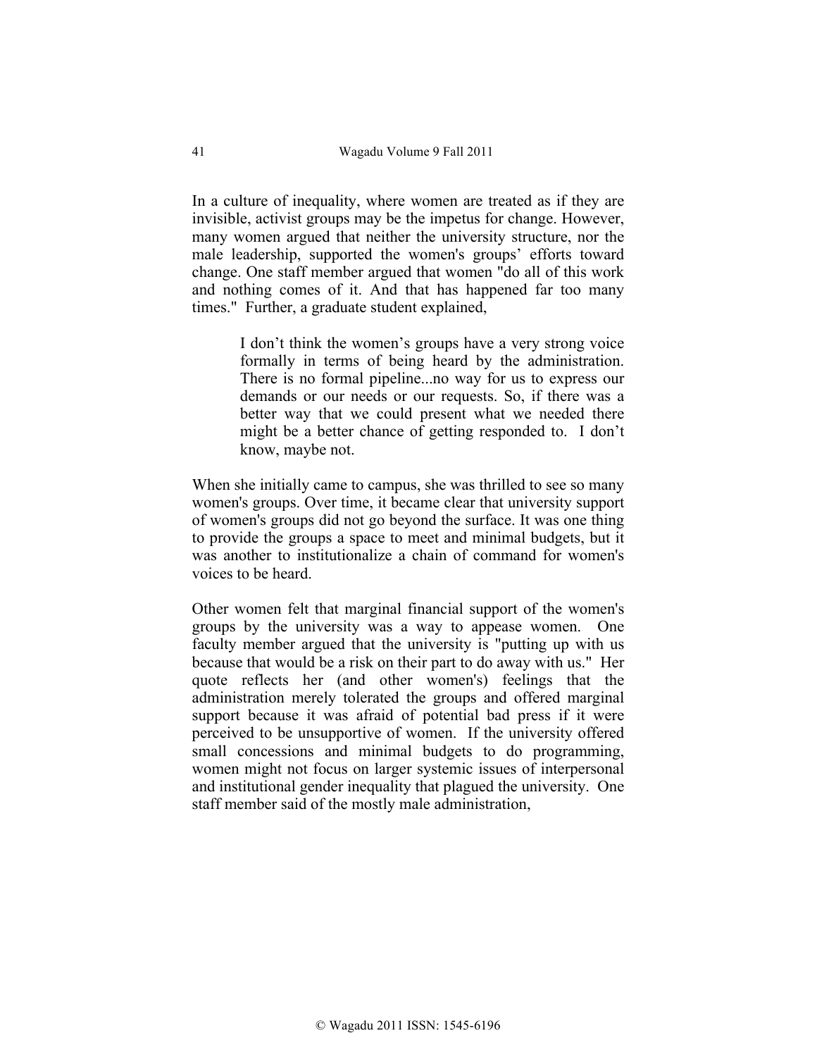In a culture of inequality, where women are treated as if they are invisible, activist groups may be the impetus for change. However, many women argued that neither the university structure, nor the male leadership, supported the women's groups' efforts toward change. One staff member argued that women "do all of this work and nothing comes of it. And that has happened far too many times." Further, a graduate student explained,

> I don't think the women's groups have a very strong voice formally in terms of being heard by the administration. There is no formal pipeline...no way for us to express our demands or our needs or our requests. So, if there was a better way that we could present what we needed there might be a better chance of getting responded to. I don't know, maybe not.

When she initially came to campus, she was thrilled to see so many women's groups. Over time, it became clear that university support of women's groups did not go beyond the surface. It was one thing to provide the groups a space to meet and minimal budgets, but it was another to institutionalize a chain of command for women's voices to be heard.

Other women felt that marginal financial support of the women's groups by the university was a way to appease women. One faculty member argued that the university is "putting up with us because that would be a risk on their part to do away with us." Her quote reflects her (and other women's) feelings that the administration merely tolerated the groups and offered marginal support because it was afraid of potential bad press if it were perceived to be unsupportive of women. If the university offered small concessions and minimal budgets to do programming, women might not focus on larger systemic issues of interpersonal and institutional gender inequality that plagued the university. One staff member said of the mostly male administration,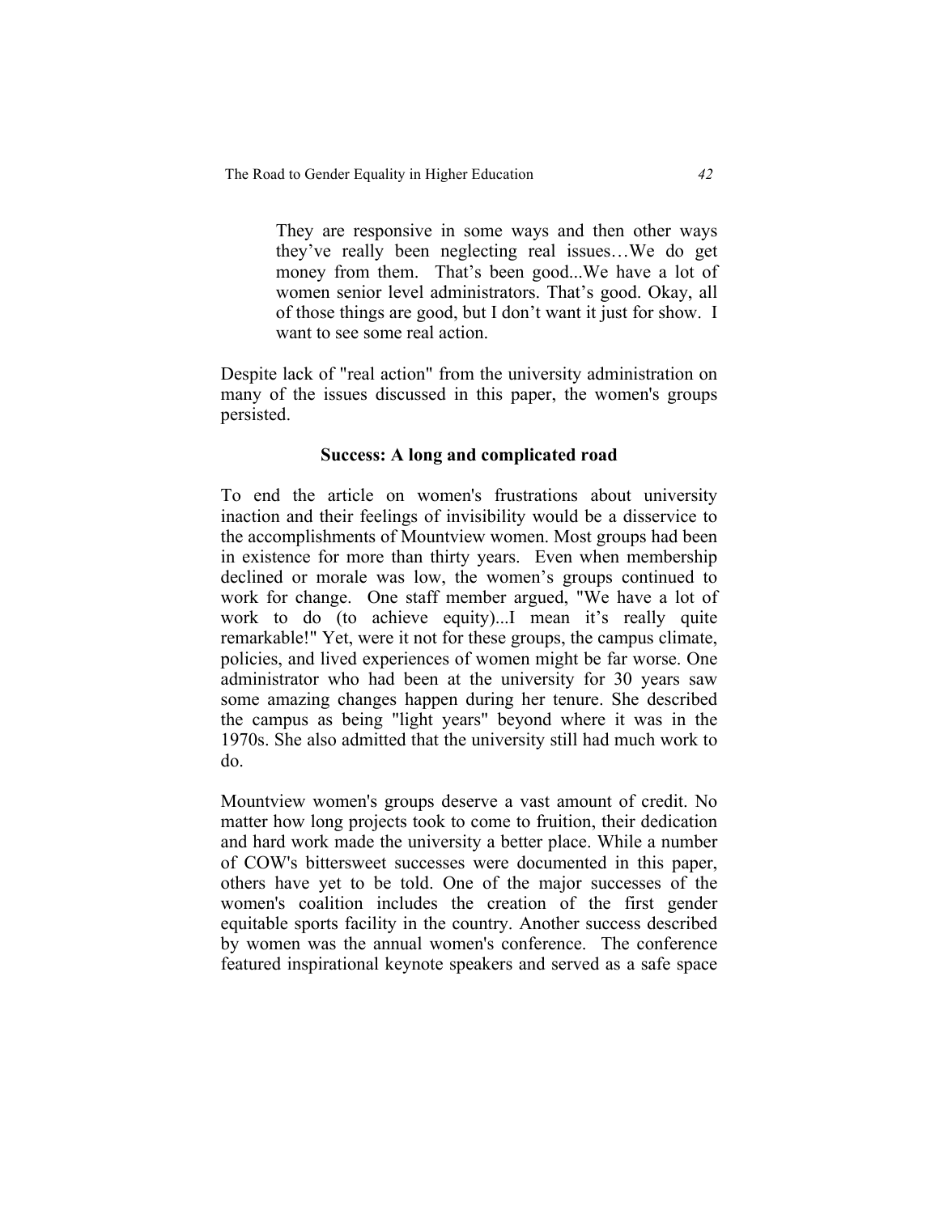> They are responsive in some ways and then other ways they've really been neglecting real issues…We do get money from them. That's been good...We have a lot of women senior level administrators. That's good. Okay, all of those things are good, but I don't want it just for show. I want to see some real action.

Despite lack of "real action" from the university administration on many of the issues discussed in this paper, the women's groups persisted.

### Success: A long and complicated road

To end the article on women's frustrations about university inaction and their feelings of invisibility would be a disservice to the accomplishments of Mountview women. Most groups had been in existence for more than thirty years. Even when membership declined or morale was low, the women's groups continued to work for change. One staff member argued, "We have a lot of work to do (to achieve equity)...I mean it's really quite remarkable!" Yet, were it not for these groups, the campus climate, policies, and lived experiences of women might be far worse. One administrator who had been at the university for 30 years saw some amazing changes happen during her tenure. She described the campus as being "light years" beyond where it was in the 1970s. She also admitted that the university still had much work to do.

Mountview women's groups deserve a vast amount of credit. No matter how long projects took to come to fruition, their dedication and hard work made the university a better place. While a number of COW's bittersweet successes were documented in this paper, others have yet to be told. One of the major successes of the women's coalition includes the creation of the first gender equitable sports facility in the country. Another success described by women was the annual women's conference. The conference featured inspirational keynote speakers and served as a safe space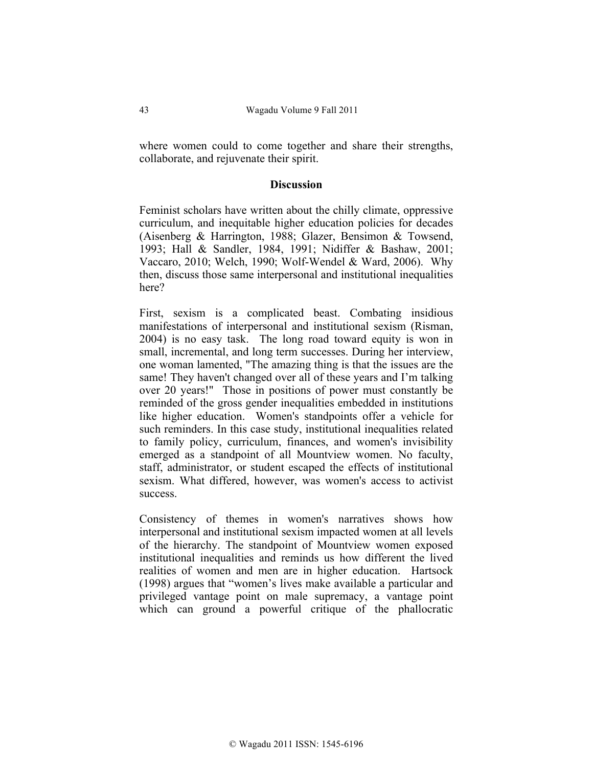where women could to come together and share their strengths, collaborate, and rejuvenate their spirit.

## Discussion

Feminist scholars have written about the chilly climate, oppressive curriculum, and inequitable higher education policies for decades (Aisenberg & Harrington, 1988; Glazer, Bensimon & Towsend, 1993; Hall & Sandler, 1984, 1991; Nidiffer & Bashaw, 2001; Vaccaro, 2010; Welch, 1990; Wolf-Wendel & Ward, 2006). Why then, discuss those same interpersonal and institutional inequalities here?

First, sexism is a complicated beast. Combating insidious manifestations of interpersonal and institutional sexism (Risman, 2004) is no easy task. The long road toward equity is won in small, incremental, and long term successes. During her interview, one woman lamented, "The amazing thing is that the issues are the same! They haven't changed over all of these years and I'm talking over 20 years!" Those in positions of power must constantly be reminded of the gross gender inequalities embedded in institutions like higher education. Women's standpoints offer a vehicle for such reminders. In this case study, institutional inequalities related to family policy, curriculum, finances, and women's invisibility emerged as a standpoint of all Mountview women. No faculty, staff, administrator, or student escaped the effects of institutional sexism. What differed, however, was women's access to activist success.

Consistency of themes in women's narratives shows how interpersonal and institutional sexism impacted women at all levels of the hierarchy. The standpoint of Mountview women exposed institutional inequalities and reminds us how different the lived realities of women and men are in higher education. Hartsock (1998) argues that "women's lives make available a particular and privileged vantage point on male supremacy, a vantage point which can ground a powerful critique of the phallocratic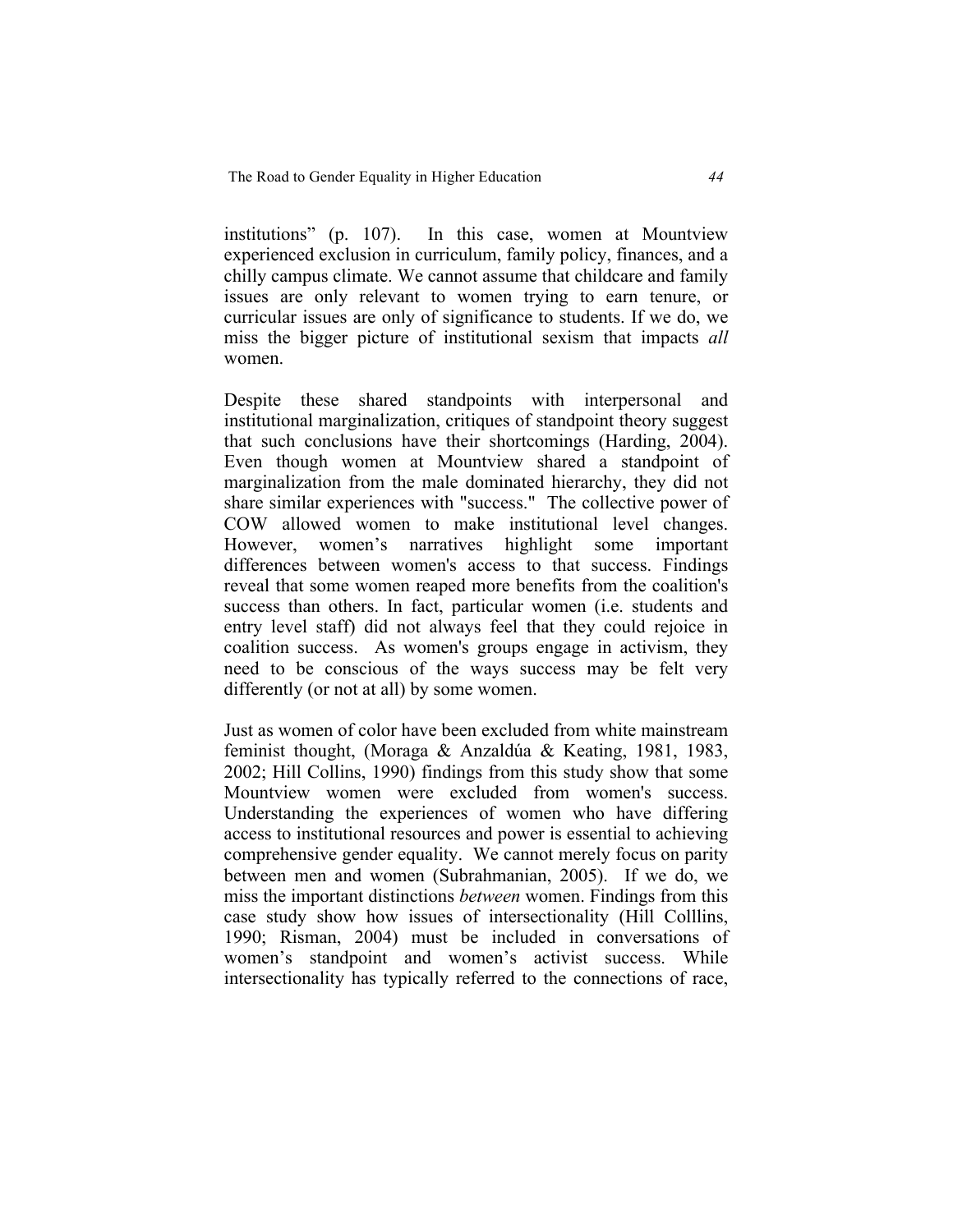institutions" (p. 107). In this case, women at Mountview experienced exclusion in curriculum, family policy, finances, and a chilly campus climate. We cannot assume that childcare and family issues are only relevant to women trying to earn tenure, or curricular issues are only of significance to students. If we do, we miss the bigger picture of institutional sexism that impacts *all* women.

Despite these shared standpoints with interpersonal and institutional marginalization, critiques of standpoint theory suggest that such conclusions have their shortcomings (Harding, 2004). Even though women at Mountview shared a standpoint of marginalization from the male dominated hierarchy, they did not share similar experiences with "success." The collective power of COW allowed women to make institutional level changes. However, women's narratives highlight some important differences between women's access to that success. Findings reveal that some women reaped more benefits from the coalition's success than others. In fact, particular women (i.e. students and entry level staff) did not always feel that they could rejoice in coalition success. As women's groups engage in activism, they need to be conscious of the ways success may be felt very differently (or not at all) by some women.

Just as women of color have been excluded from white mainstream feminist thought, (Moraga & Anzaldúa & Keating, 1981, 1983, 2002; Hill Collins, 1990) findings from this study show that some Mountview women were excluded from women's success. Understanding the experiences of women who have differing access to institutional resources and power is essential to achieving comprehensive gender equality. We cannot merely focus on parity between men and women (Subrahmanian, 2005). If we do, we miss the important distinctions *between* women. Findings from this case study show how issues of intersectionality (Hill Colllins, 1990; Risman, 2004) must be included in conversations of women's standpoint and women's activist success. While intersectionality has typically referred to the connections of race,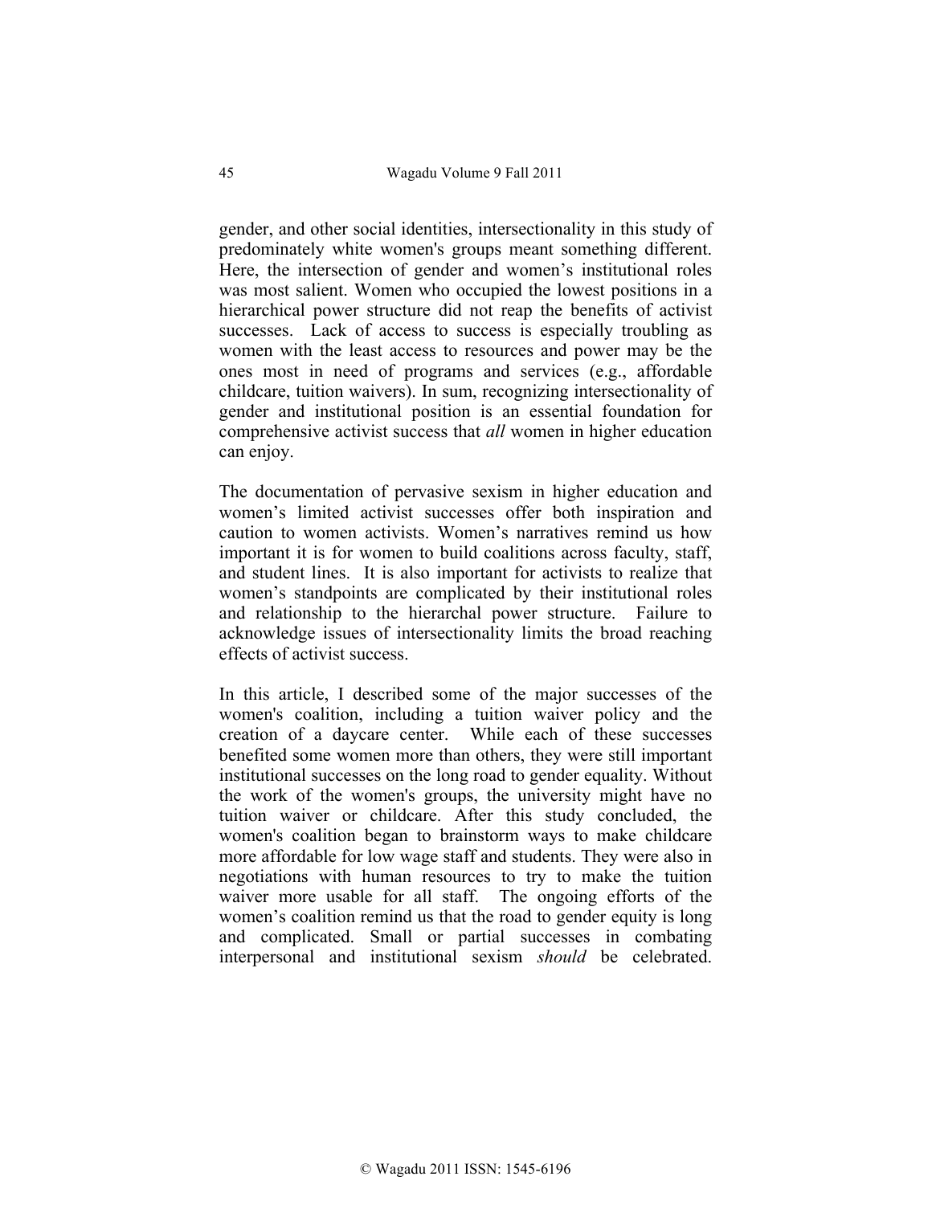gender, and other social identities, intersectionality in this study of predominately white women's groups meant something different. Here, the intersection of gender and women's institutional roles was most salient. Women who occupied the lowest positions in a hierarchical power structure did not reap the benefits of activist successes. Lack of access to success is especially troubling as women with the least access to resources and power may be the ones most in need of programs and services (e.g., affordable childcare, tuition waivers). In sum, recognizing intersectionality of gender and institutional position is an essential foundation for comprehensive activist success that *all* women in higher education can enjoy.

The documentation of pervasive sexism in higher education and women's limited activist successes offer both inspiration and caution to women activists. Women's narratives remind us how important it is for women to build coalitions across faculty, staff, and student lines. It is also important for activists to realize that women's standpoints are complicated by their institutional roles and relationship to the hierarchal power structure. Failure to acknowledge issues of intersectionality limits the broad reaching effects of activist success.

In this article, I described some of the major successes of the women's coalition, including a tuition waiver policy and the creation of a daycare center. While each of these successes benefited some women more than others, they were still important institutional successes on the long road to gender equality. Without the work of the women's groups, the university might have no tuition waiver or childcare. After this study concluded, the women's coalition began to brainstorm ways to make childcare more affordable for low wage staff and students. They were also in negotiations with human resources to try to make the tuition waiver more usable for all staff. The ongoing efforts of the women's coalition remind us that the road to gender equity is long and complicated. Small or partial successes in combating interpersonal and institutional sexism *should* be celebrated.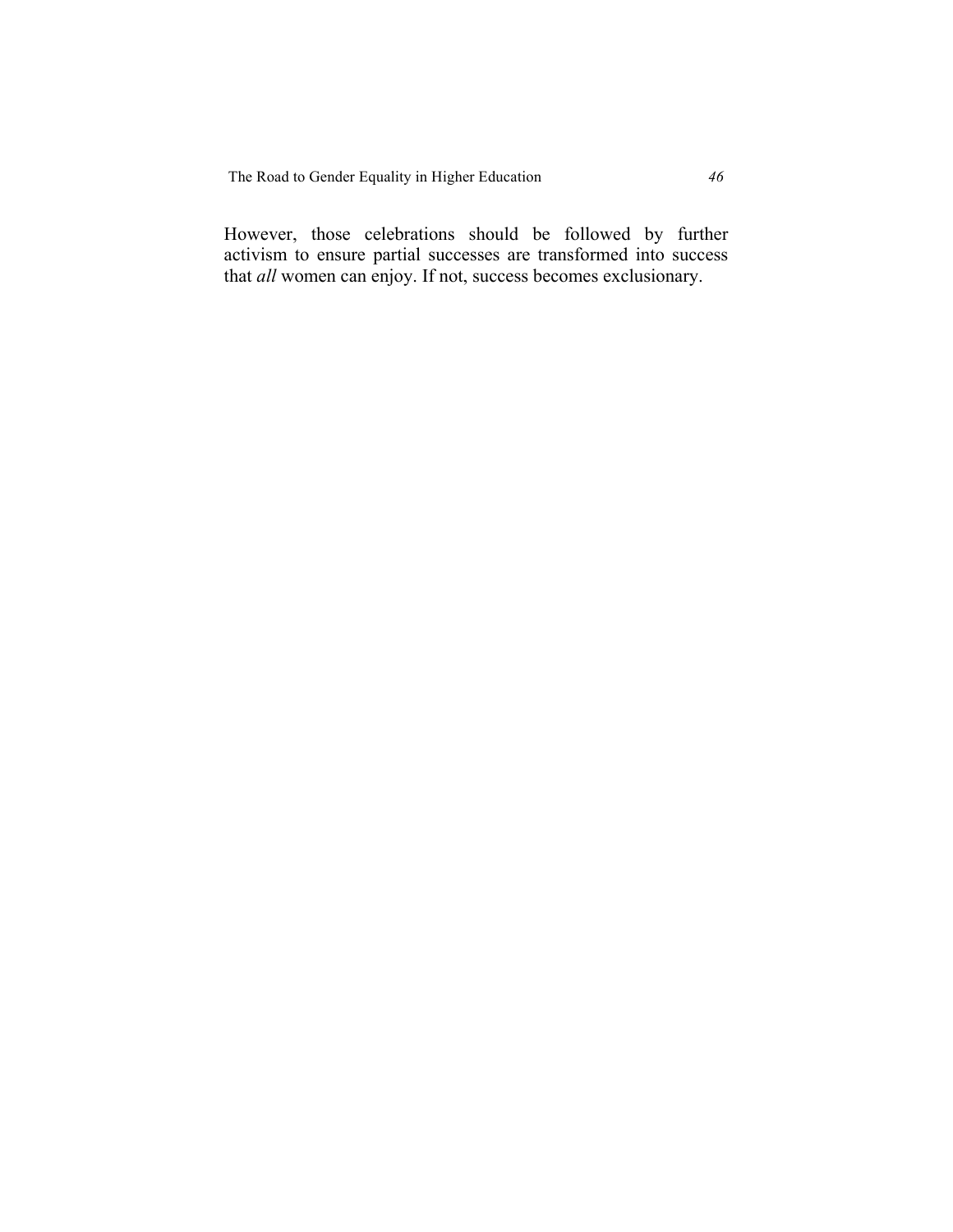However, those celebrations should be followed by further activism to ensure partial successes are transformed into success that *all* women can enjoy. If not, success becomes exclusionary.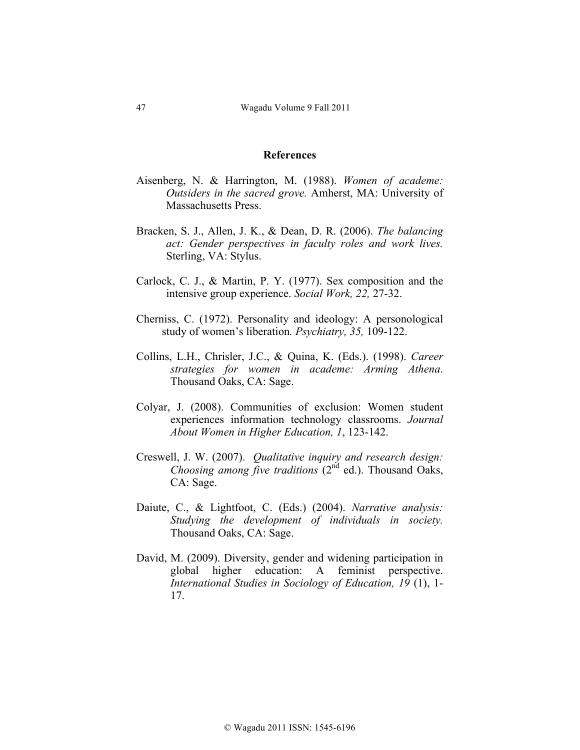## References

Aisenberg, N. & Harrington, M. (1988). *Women of academe: Outsiders in the sacred grove.* Amherst, MA: University of Massachusetts Press.

Bracken, S. J., Allen, J. K., & Dean, D. R. (2006). *The balancing act: Gender perspectives in faculty roles and work lives.* Sterling, VA: Stylus.

Carlock, C. J., & Martin, P. Y. (1977). Sex composition and the intensive group experience. *Social Work, 22,* 27-32.

Cherniss, C. (1972). Personality and ideology: A personological study of women's liberation*. Psychiatry, 35,* 109-122.

Collins, L.H., Chrisler, J.C., & Quina, K. (Eds.). (1998). *Career strategies for women in academe: Arming Athena*. Thousand Oaks, CA: Sage.

Colyar, J. (2008). Communities of exclusion: Women student experiences information technology classrooms. *Journal About Women in Higher Education, 1*, 123-142.

Creswell, J. W. (2007). *Qualitative inquiry and research design: Choosing among five traditions* (2nd ed.). Thousand Oaks, CA: Sage.

Daiute, C., & Lightfoot, C. (Eds.) (2004). *Narrative analysis: Studying the development of individuals in society.* Thousand Oaks, CA: Sage.

David, M. (2009). Diversity, gender and widening participation in global higher education: A feminist perspective. *International Studies in Sociology of Education, 19* (1), 1-17.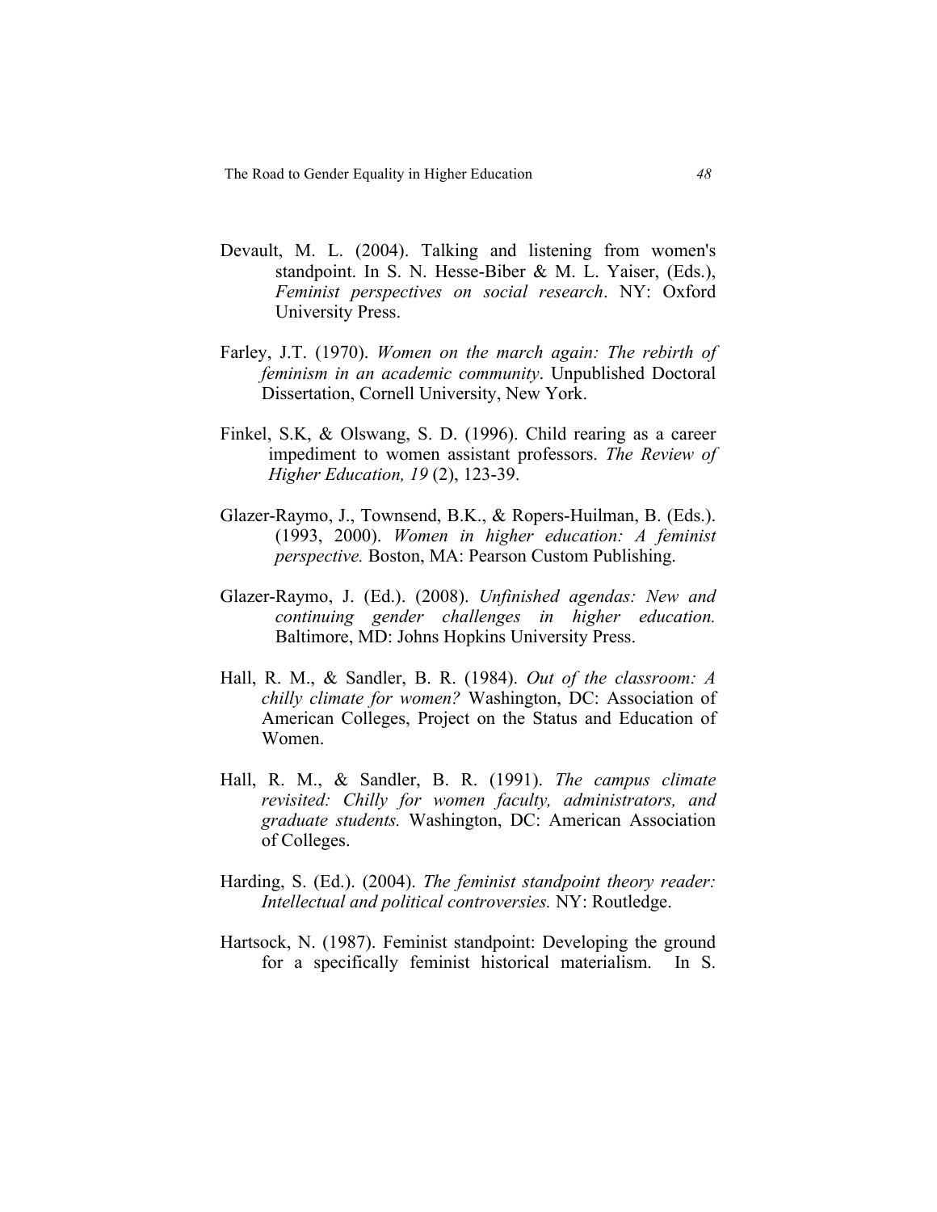Devault, M. L. (2004). Talking and listening from women's standpoint. In S. N. Hesse-Biber & M. L. Yaiser, (Eds.), *Feminist perspectives on social research*. NY: Oxford University Press.

Farley, J.T. (1970). *Women on the march again: The rebirth of feminism in an academic community*. Unpublished Doctoral Dissertation, Cornell University, New York.

Finkel, S.K, & Olswang, S. D. (1996). Child rearing as a career impediment to women assistant professors. *The Review of Higher Education, 19* (2), 123-39.

Glazer-Raymo, J., Townsend, B.K., & Ropers-Huilman, B. (Eds.). (1993, 2000). *Women in higher education: A feminist perspective.* Boston, MA: Pearson Custom Publishing.

Glazer-Raymo, J. (Ed.). (2008). *Unfinished agendas: New and continuing gender challenges in higher education.* Baltimore, MD: Johns Hopkins University Press.

Hall, R. M., & Sandler, B. R. (1984). *Out of the classroom: A chilly climate for women?* Washington, DC: Association of American Colleges, Project on the Status and Education of Women.

Hall, R. M., & Sandler, B. R. (1991). *The campus climate revisited: Chilly for women faculty, administrators, and graduate students.* Washington, DC: American Association of Colleges.

Harding, S. (Ed.). (2004). *The feminist standpoint theory reader: Intellectual and political controversies.* NY: Routledge.

Hartsock, N. (1987). Feminist standpoint: Developing the ground for a specifically feminist historical materialism. In S.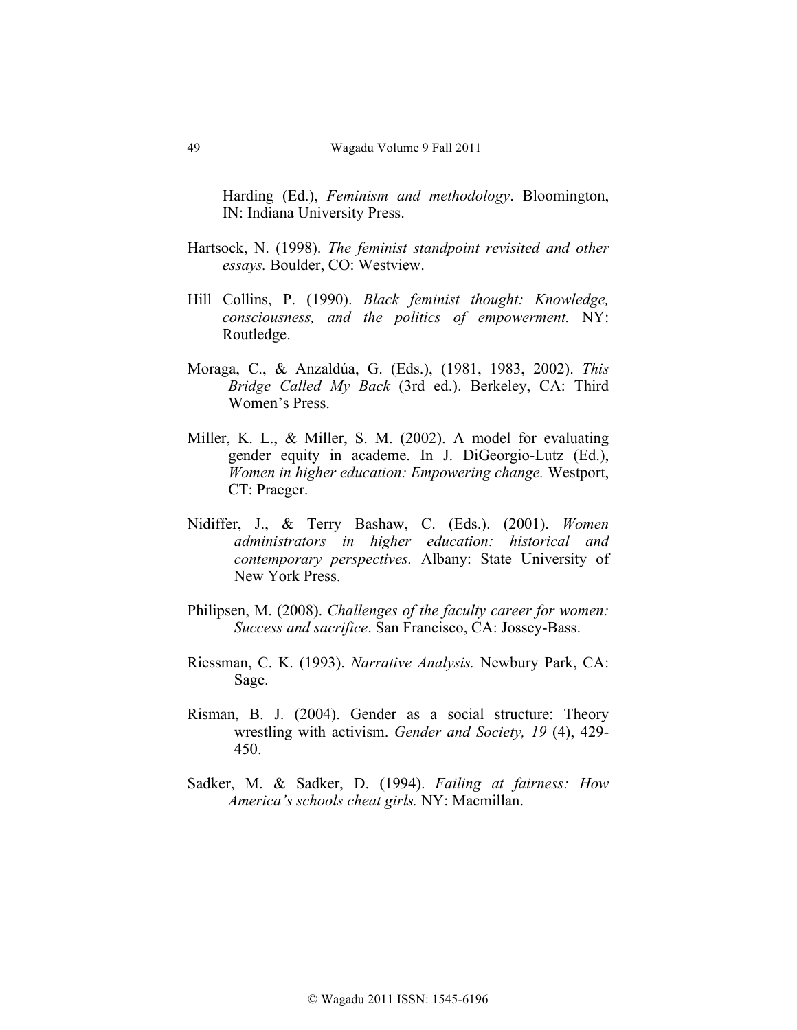Harding (Ed.), *Feminism and methodology*. Bloomington, IN: Indiana University Press.

Hartsock, N. (1998). *The feminist standpoint revisited and other essays.* Boulder, CO: Westview.

Hill Collins, P. (1990). *Black feminist thought: Knowledge, consciousness, and the politics of empowerment.* NY: Routledge.

Moraga, C., & Anzaldúa, G. (Eds.), (1981, 1983, 2002). *This Bridge Called My Back* (3rd ed.). Berkeley, CA: Third Women's Press.

Miller, K. L., & Miller, S. M. (2002). A model for evaluating gender equity in academe. In J. DiGeorgio-Lutz (Ed.), *Women in higher education: Empowering change.* Westport, CT: Praeger.

Nidiffer, J., & Terry Bashaw, C. (Eds.). (2001). *Women administrators in higher education: historical and contemporary perspectives.* Albany: State University of New York Press.

Philipsen, M. (2008). *Challenges of the faculty career for women: Success and sacrifice*. San Francisco, CA: Jossey-Bass.

Riessman, C. K. (1993). *Narrative Analysis.* Newbury Park, CA: Sage.

Risman, B. J. (2004). Gender as a social structure: Theory wrestling with activism. *Gender and Society, 19* (4), 429-450.

Sadker, M. & Sadker, D. (1994). *Failing at fairness: How America's schools cheat girls.* NY: Macmillan.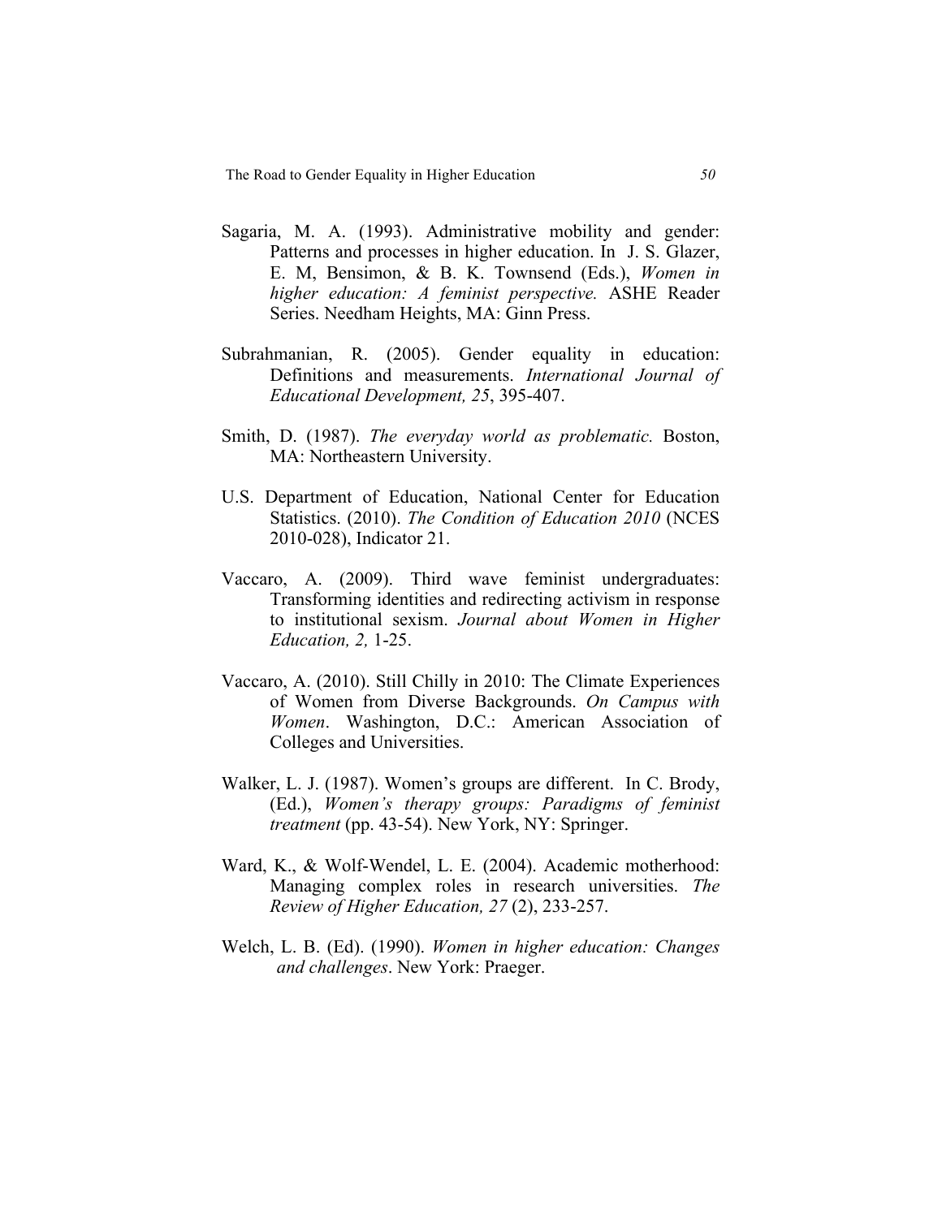Sagaria, M. A. (1993). Administrative mobility and gender: Patterns and processes in higher education. In J. S. Glazer, E. M, Bensimon, & B. K. Townsend (Eds.), *Women in higher education: A feminist perspective.* ASHE Reader Series. Needham Heights, MA: Ginn Press.

Subrahmanian, R. (2005). Gender equality in education: Definitions and measurements. *International Journal of Educational Development, 25*, 395-407.

Smith, D. (1987). *The everyday world as problematic.* Boston, MA: Northeastern University.

U.S. Department of Education, National Center for Education Statistics. (2010). *The Condition of Education 2010* (NCES 2010-028), Indicator 21.

Vaccaro, A. (2009). Third wave feminist undergraduates: Transforming identities and redirecting activism in response to institutional sexism. *Journal about Women in Higher Education, 2,* 1-25.

Vaccaro, A. (2010). Still Chilly in 2010: The Climate Experiences of Women from Diverse Backgrounds. *On Campus with Women*. Washington, D.C.: American Association of Colleges and Universities.

Walker, L. J. (1987). Women's groups are different. In C. Brody, (Ed.), *Women's therapy groups: Paradigms of feminist treatment* (pp. 43-54). New York, NY: Springer.

Ward, K., & Wolf-Wendel, L. E. (2004). Academic motherhood: Managing complex roles in research universities. *The Review of Higher Education, 27* (2), 233-257.

Welch, L. B. (Ed). (1990). *Women in higher education: Changes and challenges*. New York: Praeger.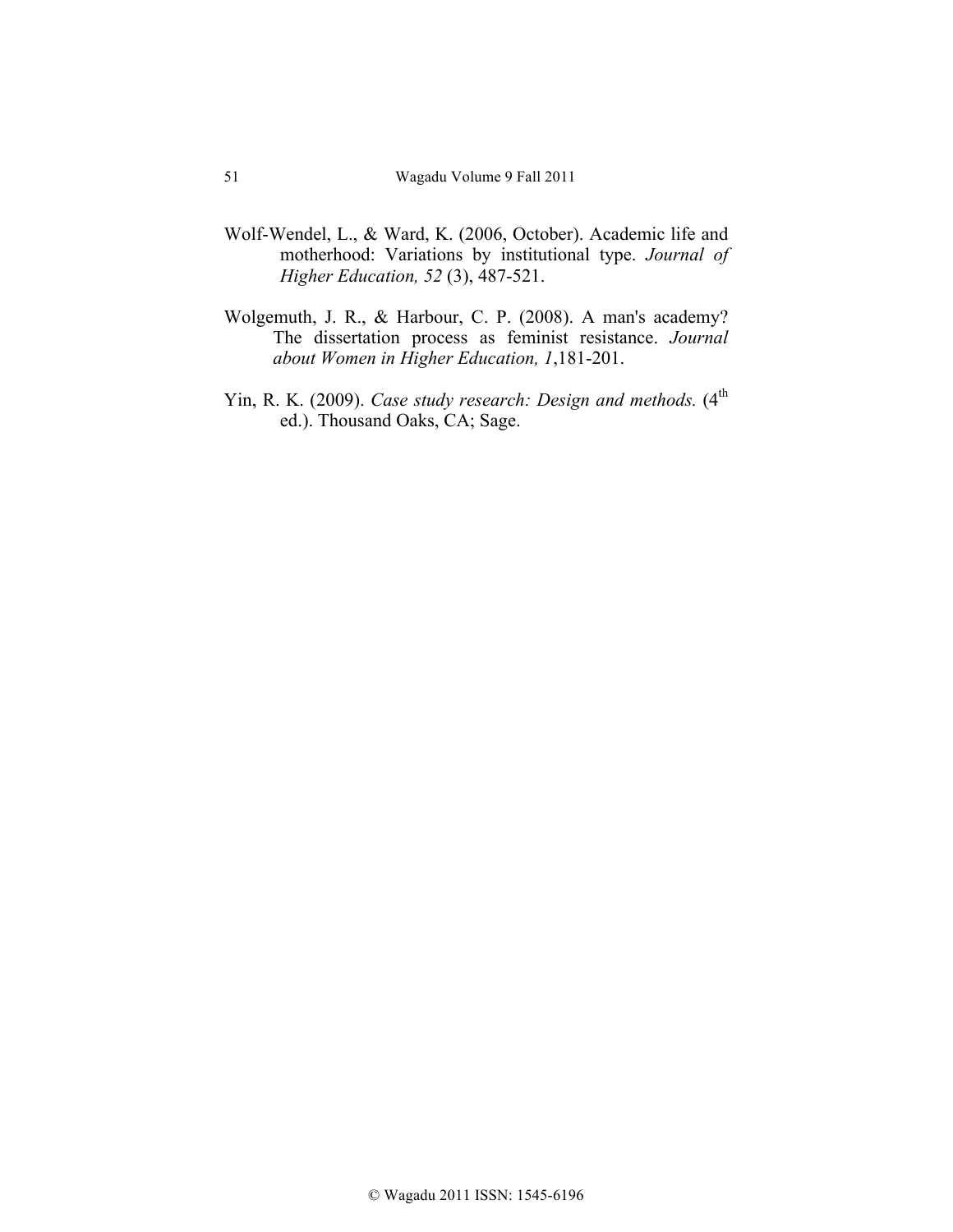Wolf-Wendel, L., & Ward, K. (2006, October). Academic life and motherhood: Variations by institutional type. *Journal of Higher Education, 52* (3), 487-521.

Wolgemuth, J. R., & Harbour, C. P. (2008). A man's academy? The dissertation process as feminist resistance. *Journal about Women in Higher Education, 1*,181-201.

Yin, R. K. (2009). *Case study research: Design and methods.* ($4^{th}$ ed.). Thousand Oaks, CA; Sage.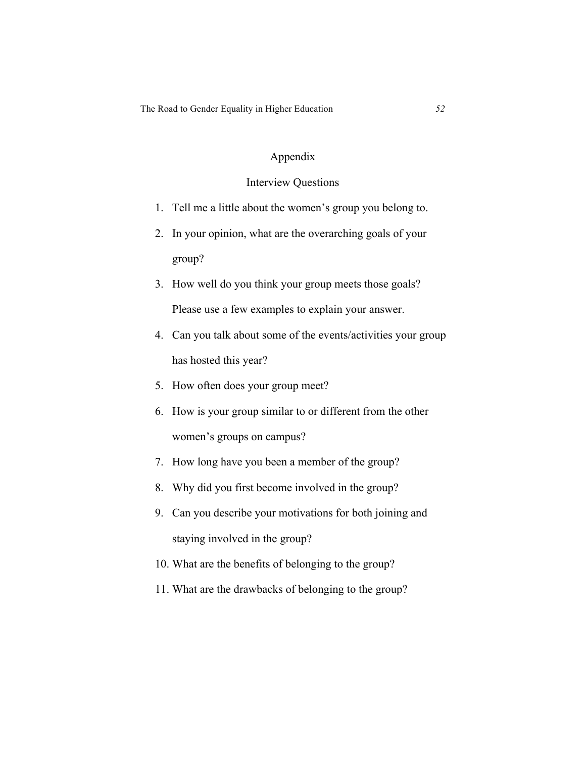# Appendix

## Interview Questions

1. Tell me a little about the women's group you belong to.
2. In your opinion, what are the overarching goals of your group?
3. How well do you think your group meets those goals? Please use a few examples to explain your answer.
4. Can you talk about some of the events/activities your group has hosted this year?
5. How often does your group meet?
6. How is your group similar to or different from the other women's groups on campus?
7. How long have you been a member of the group?
8. Why did you first become involved in the group?
9. Can you describe your motivations for both joining and staying involved in the group?
10. What are the benefits of belonging to the group?
11. What are the drawbacks of belonging to the group?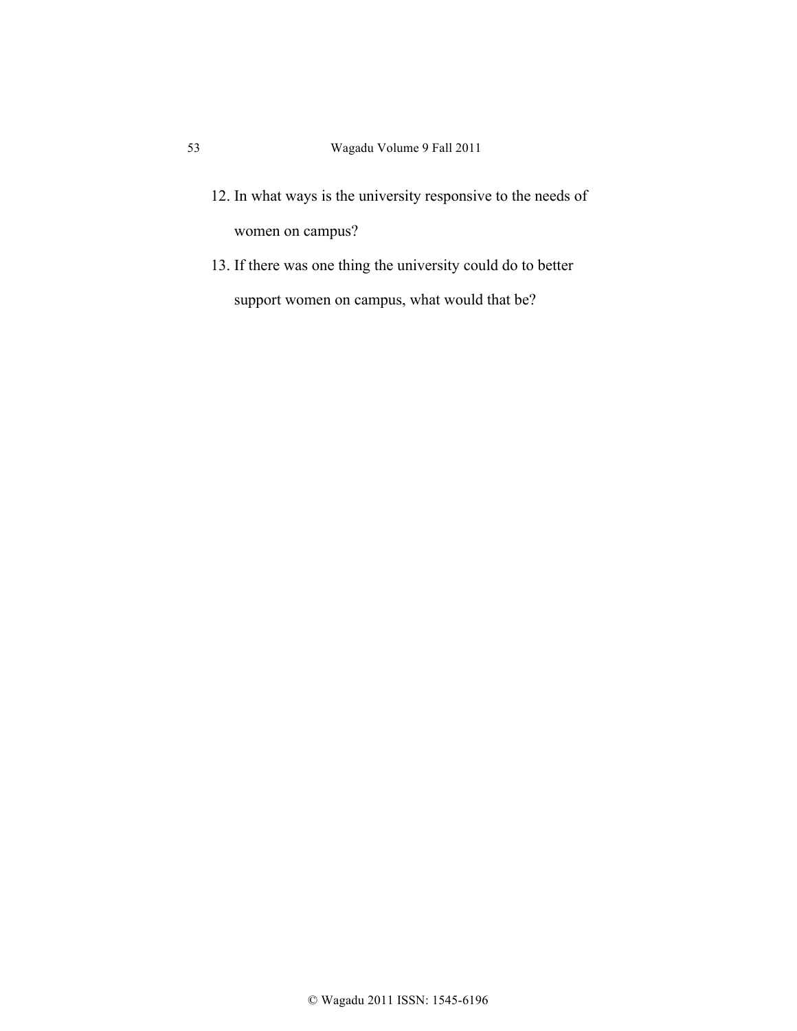12. In what ways is the university responsive to the needs of women on campus?
13. If there was one thing the university could do to better support women on campus, what would that be?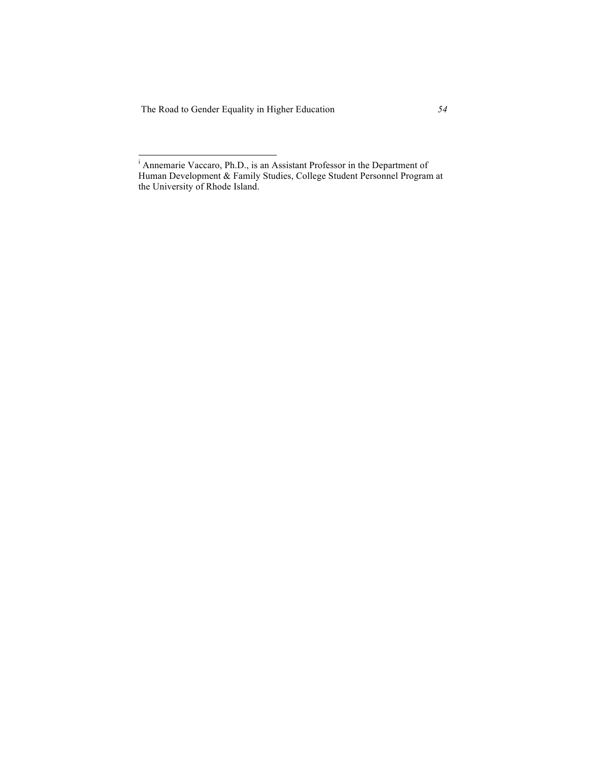[i] Annemarie Vaccaro, Ph.D., is an Assistant Professor in the Department of Human Development & Family Studies, College Student Personnel Program at the University of Rhode Island.